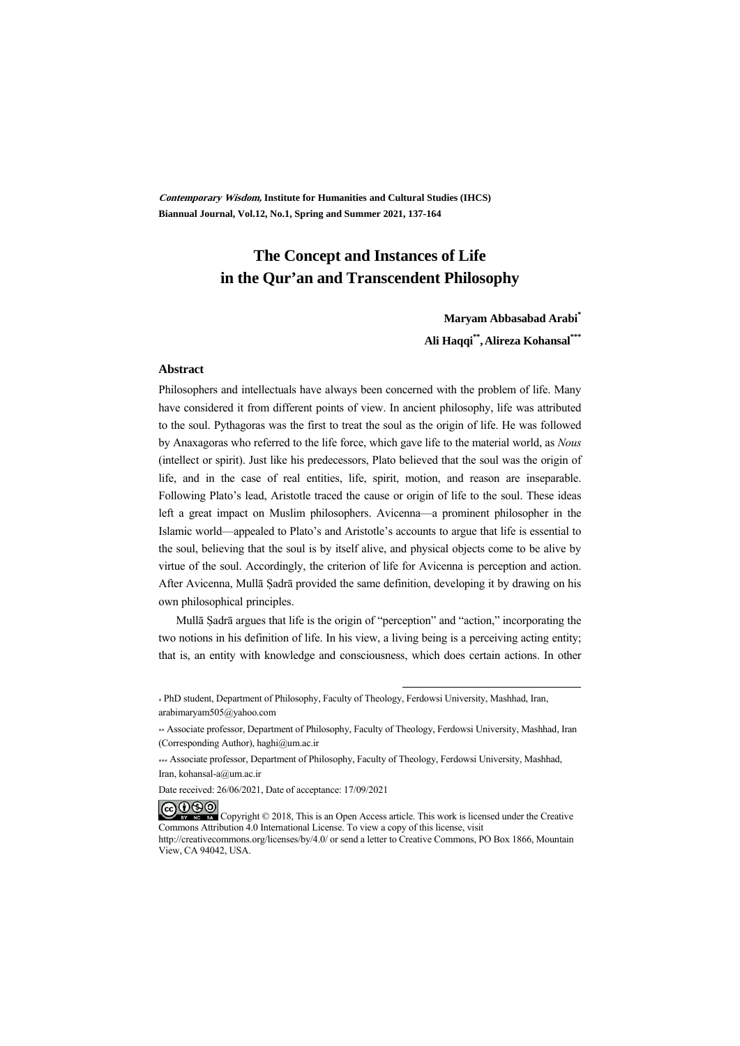# The Concept and Instances of Life in the Qur'an and Transcendent Philosophy

**Maryam Abbasabad Arabi***

**Ali Haqqi****, **Alireza Kohansal*****

### Abstract

Philosophers and intellectuals have always been concerned with the problem of life. Many have considered it from different points of view. In ancient philosophy, life was attributed to the soul. Pythagoras was the first to treat the soul as the origin of life. He was followed by Anaxagoras who referred to the life force, which gave life to the material world, as *Nous* (intellect or spirit). Just like his predecessors, Plato believed that the soul was the origin of life, and in the case of real entities, life, spirit, motion, and reason are inseparable. Following Plato's lead, Aristotle traced the cause or origin of life to the soul. These ideas left a great impact on Muslim philosophers. Avicenna—a prominent philosopher in the Islamic world—appealed to Plato's and Aristotle's accounts to argue that life is essential to the soul, believing that the soul is by itself alive, and physical objects come to be alive by virtue of the soul. Accordingly, the criterion of life for Avicenna is perception and action. After Avicenna, Mullā Ṣadrā provided the same definition, developing it by drawing on his own philosophical principles.

Mullā Ṣadrā argues that life is the origin of "perception" and "action," incorporating the two notions in his definition of life. In his view, a living being is a perceiving acting entity; that is, an entity with knowledge and consciousness, which does certain actions. In other

---

\* PhD student, Department of Philosophy, Faculty of Theology, Ferdowsi University, Mashhad, Iran, arabimaryam505@yahoo.com

\*\* Associate professor, Department of Philosophy, Faculty of Theology, Ferdowsi University, Mashhad, Iran (Corresponding Author), haghi@um.ac.ir

\*\*\* Associate professor, Department of Philosophy, Faculty of Theology, Ferdowsi University, Mashhad, Iran, kohansal-a@um.ac.ir

Date received: 26/06/2021, Date of acceptance: 17/09/2021

Copyright © 2018, This is an Open Access article. This work is licensed under the Creative Commons Attribution 4.0 International License. To view a copy of this license, visit http://creativecommons.org/licenses/by/4.0/ or send a letter to Creative Commons, PO Box 1866, Mountain View, CA 94042, USA.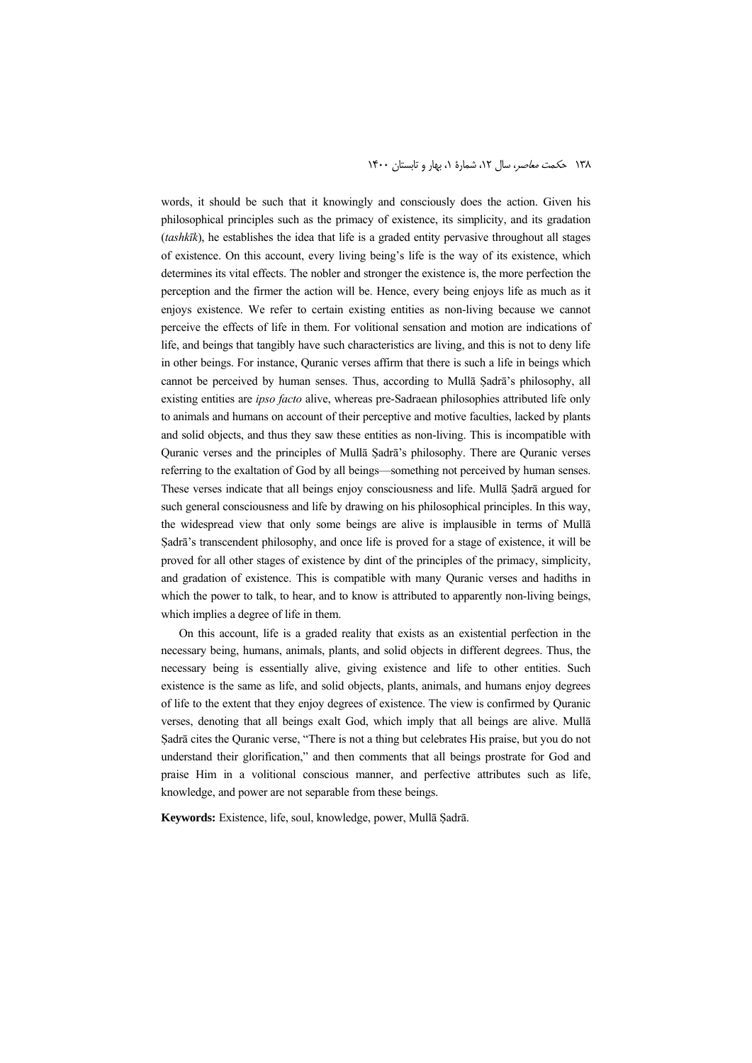words, it should be such that it knowingly and consciously does the action. Given his philosophical principles such as the primacy of existence, its simplicity, and its gradation (*tashkīk*), he establishes the idea that life is a graded entity pervasive throughout all stages of existence. On this account, every living being's life is the way of its existence, which determines its vital effects. The nobler and stronger the existence is, the more perfection the perception and the firmer the action will be. Hence, every being enjoys life as much as it enjoys existence. We refer to certain existing entities as non-living because we cannot perceive the effects of life in them. For volitional sensation and motion are indications of life, and beings that tangibly have such characteristics are living, and this is not to deny life in other beings. For instance, Quranic verses affirm that there is such a life in beings which cannot be perceived by human senses. Thus, according to Mullā Ṣadrā's philosophy, all existing entities are *ipso facto* alive, whereas pre-Sadraean philosophies attributed life only to animals and humans on account of their perceptive and motive faculties, lacked by plants and solid objects, and thus they saw these entities as non-living. This is incompatible with Quranic verses and the principles of Mullā Ṣadrā's philosophy. There are Quranic verses referring to the exaltation of God by all beings—something not perceived by human senses. These verses indicate that all beings enjoy consciousness and life. Mullā Ṣadrā argued for such general consciousness and life by drawing on his philosophical principles. In this way, the widespread view that only some beings are alive is implausible in terms of Mullā Ṣadrā's transcendent philosophy, and once life is proved for a stage of existence, it will be proved for all other stages of existence by dint of the principles of the primacy, simplicity, and gradation of existence. This is compatible with many Quranic verses and hadiths in which the power to talk, to hear, and to know is attributed to apparently non-living beings, which implies a degree of life in them.

On this account, life is a graded reality that exists as an existential perfection in the necessary being, humans, animals, plants, and solid objects in different degrees. Thus, the necessary being is essentially alive, giving existence and life to other entities. Such existence is the same as life, and solid objects, plants, animals, and humans enjoy degrees of life to the extent that they enjoy degrees of existence. The view is confirmed by Quranic verses, denoting that all beings exalt God, which imply that all beings are alive. Mullā Ṣadrā cites the Quranic verse, "There is not a thing but celebrates His praise, but you do not understand their glorification," and then comments that all beings prostrate for God and praise Him in a volitional conscious manner, and perfective attributes such as life, knowledge, and power are not separable from these beings.

**Keywords:** Existence, life, soul, knowledge, power, Mullā Ṣadrā.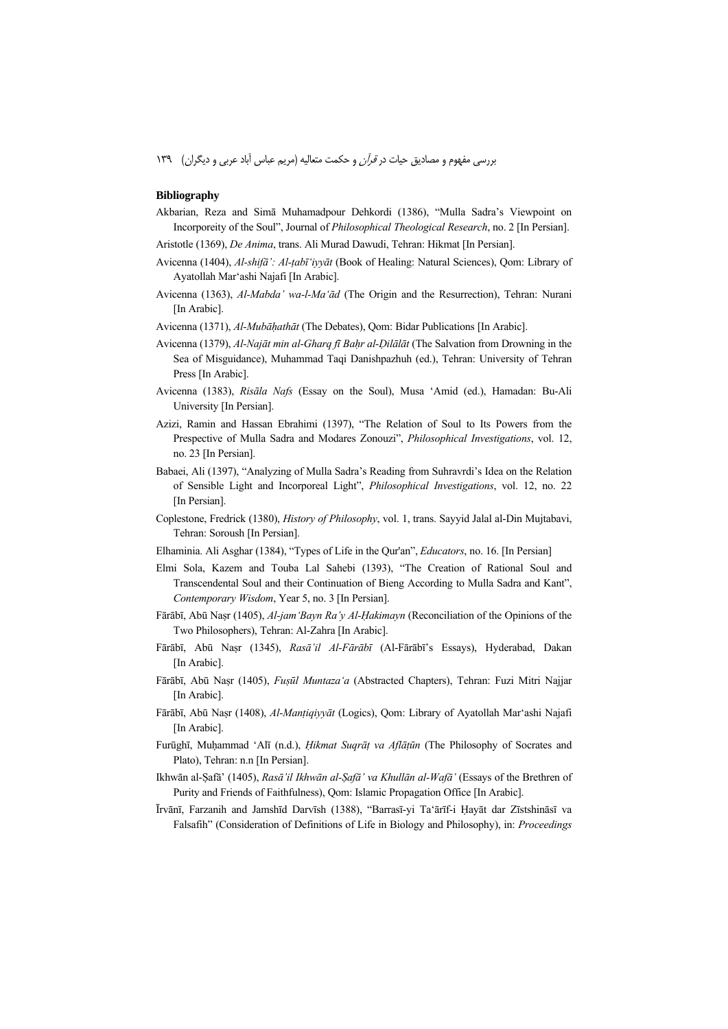## Bibliography

Akbarian, Reza and Simā Muhamadpour Dehkordi (1386), "Mulla Sadra's Viewpoint on Incorporeity of the Soul", Journal of *Philosophical Theological Research*, no. 2 [In Persian].

Aristotle (1369), *De Anima*, trans. Ali Murad Dawudi, Tehran: Hikmat [In Persian].

Avicenna (1404), *Al-shifā': Al-ṭabī'iyyāt* (Book of Healing: Natural Sciences), Qom: Library of Ayatollah Mar'ashi Najafi [In Arabic].

Avicenna (1363), *Al-Mabda' wa-l-Ma'ād* (The Origin and the Resurrection), Tehran: Nurani [In Arabic].

Avicenna (1371), *Al-Mubāḥathāt* (The Debates), Qom: Bidar Publications [In Arabic].

Avicenna (1379), *Al-Najāt min al-Gharq fī Baḥr al-Ḍilālāt* (The Salvation from Drowning in the Sea of Misguidance), Muhammad Taqi Danishpazhuh (ed.), Tehran: University of Tehran Press [In Arabic].

Avicenna (1383), *Risāla Nafs* (Essay on the Soul), Musa 'Amid (ed.), Hamadan: Bu-Ali University [In Persian].

Azizi, Ramin and Hassan Ebrahimi (1397), "The Relation of Soul to Its Powers from the Prespective of Mulla Sadra and Modares Zonouzi", *Philosophical Investigations*, vol. 12, no. 23 [In Persian].

Babaei, Ali (1397), "Analyzing of Mulla Sadra's Reading from Suhravrdi's Idea on the Relation of Sensible Light and Incorporeal Light", *Philosophical Investigations*, vol. 12, no. 22 [In Persian].

Coplestone, Fredrick (1380), *History of Philosophy*, vol. 1, trans. Sayyid Jalal al-Din Mujtabavi, Tehran: Soroush [In Persian].

Elhaminia. Ali Asghar (1384), "Types of Life in the Qur'an", *Educators*, no. 16. [In Persian]

Elmi Sola, Kazem and Touba Lal Sahebi (1393), "The Creation of Rational Soul and Transcendental Soul and their Continuation of Bieng According to Mulla Sadra and Kant", *Contemporary Wisdom*, Year 5, no. 3 [In Persian].

Fārābī, Abū Naṣr (1405), *Al-jam'Bayn Ra'y Al-Ḥakimayn* (Reconciliation of the Opinions of the Two Philosophers), Tehran: Al-Zahra [In Arabic].

Fārābī, Abū Naṣr (1345), *Rasā'il Al-Fārābī* (Al-Fārābī's Essays), Hyderabad, Dakan [In Arabic].

Fārābī, Abū Naṣr (1405), *Fuṣūl Muntaza'a* (Abstracted Chapters), Tehran: Fuzi Mitri Najjar [In Arabic].

Fārābī, Abū Naṣr (1408), *Al-Manṭiqiyyāt* (Logics), Qom: Library of Ayatollah Mar'ashi Najafi [In Arabic].

Furūghī, Muḥammad 'Alī (n.d.), *Ḥikmat Suqrāṭ va Aflāṭūn* (The Philosophy of Socrates and Plato), Tehran: n.n [In Persian].

Ikhwān al-Ṣafā' (1405), *Rasā'il Ikhwān al-Ṣafā' va Khullān al-Wafā'* (Essays of the Brethren of Purity and Friends of Faithfulness), Qom: Islamic Propagation Office [In Arabic].

Īrvānī, Farzanih and Jamshīd Darvīsh (1388), "Barrasī-yi Ta'ārīf-i Ḥayāt dar Zīstshināsī va Falsafih" (Consideration of Definitions of Life in Biology and Philosophy), in: *Proceedings*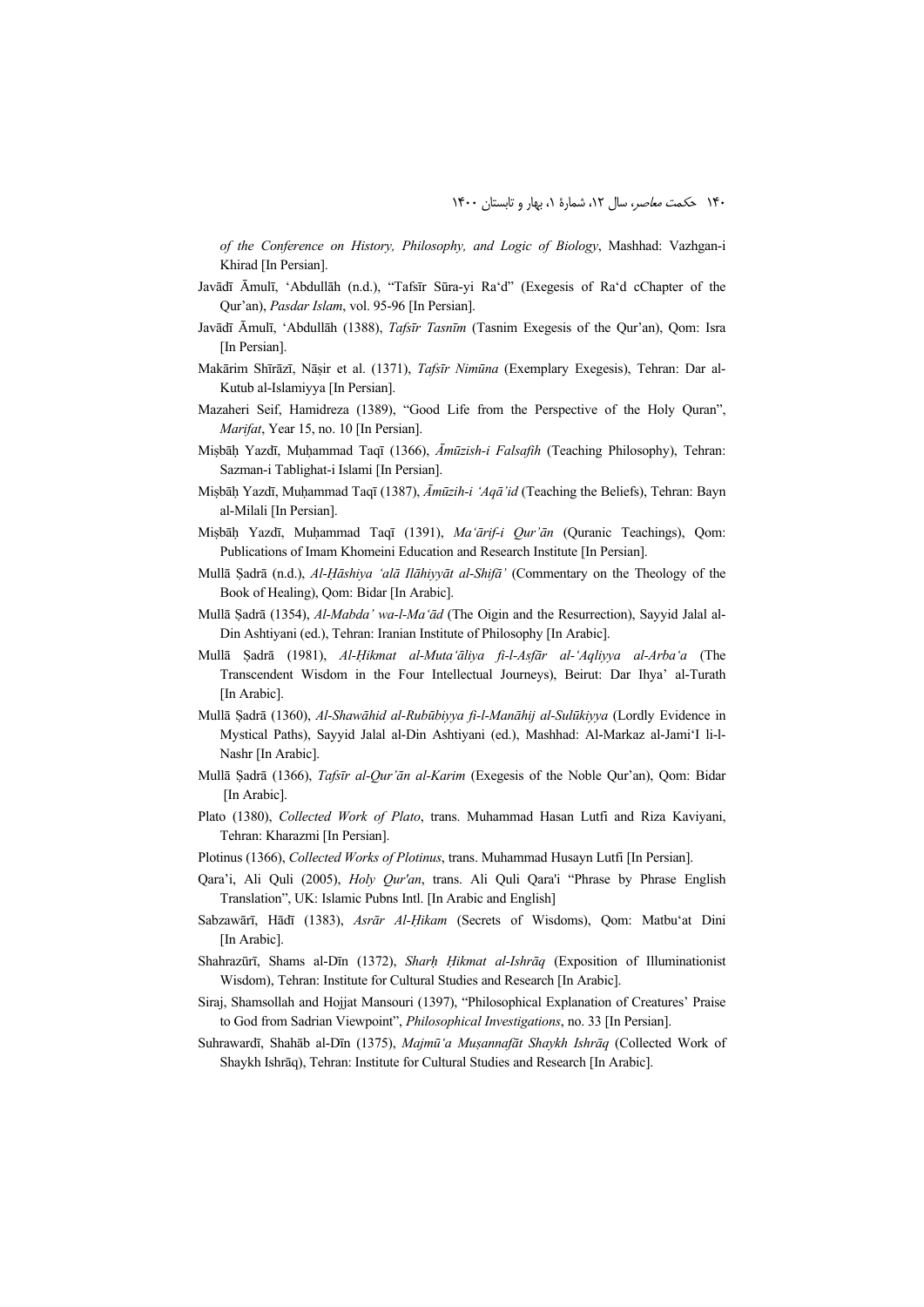*of the Conference on History, Philosophy, and Logic of Biology*, Mashhad: Vazhgan-i Khirad [In Persian].

Javādī Āmulī, 'Abdullāh (n.d.), "Tafsīr Sūra-yi Ra'd" (Exegesis of Ra'd cChapter of the Qur'an), *Pasdar Islam*, vol. 95-96 [In Persian].

Javādī Āmulī, 'Abdullāh (1388), *Tafsīr Tasnīm* (Tasnim Exegesis of the Qur'an), Qom: Isra [In Persian].

Makārim Shīrāzī, Nāṣir et al. (1371), *Tafsīr Nimūna* (Exemplary Exegesis), Tehran: Dar al-Kutub al-Islamiyya [In Persian].

Mazaheri Seif, Hamidreza (1389), "Good Life from the Perspective of the Holy Quran", *Marifat*, Year 15, no. 10 [In Persian].

Miṣbāḥ Yazdī, Muḥammad Taqī (1366), *Āmūzish-i Falsafih* (Teaching Philosophy), Tehran: Sazman-i Tablighat-i Islami [In Persian].

Miṣbāḥ Yazdī, Muḥammad Taqī (1387), *Āmūzih-i 'Aqā'id* (Teaching the Beliefs), Tehran: Bayn al-Milali [In Persian].

Miṣbāḥ Yazdī, Muḥammad Taqī (1391), *Ma'ārif-i Qur'ān* (Quranic Teachings), Qom: Publications of Imam Khomeini Education and Research Institute [In Persian].

Mullā Ṣadrā (n.d.), *Al-Ḥāshiya 'alā Ilāhiyyāt al-Shifā'* (Commentary on the Theology of the Book of Healing), Qom: Bidar [In Arabic].

Mullā Ṣadrā (1354), *Al-Mabda' wa-l-Ma'ād* (The Oigin and the Resurrection), Sayyid Jalal al-Din Ashtiyani (ed.), Tehran: Iranian Institute of Philosophy [In Arabic].

Mullā Ṣadrā (1981), *Al-Ḥikmat al-Muta'āliya fi-l-Asfār al-'Aqliyya al-Arba'a* (The Transcendent Wisdom in the Four Intellectual Journeys), Beirut: Dar Ihya' al-Turath [In Arabic].

Mullā Ṣadrā (1360), *Al-Shawāhid al-Rubūbiyya fi-l-Manāhij al-Sulūkiyya* (Lordly Evidence in Mystical Paths), Sayyid Jalal al-Din Ashtiyani (ed.), Mashhad: Al-Markaz al-Jami'I li-l-Nashr [In Arabic].

Mullā Ṣadrā (1366), *Tafsīr al-Qur'ān al-Karim* (Exegesis of the Noble Qur'an), Qom: Bidar [In Arabic].

Plato (1380), *Collected Work of Plato*, trans. Muhammad Hasan Lutfi and Riza Kaviyani, Tehran: Kharazmi [In Persian].

Plotinus (1366), *Collected Works of Plotinus*, trans. Muhammad Husayn Lutfi [In Persian].

Qara'i, Ali Quli (2005), *Holy Qur'an*, trans. Ali Quli Qara'i "Phrase by Phrase English Translation", UK: Islamic Pubns Intl. [In Arabic and English]

Sabzawārī, Hādī (1383), *Asrār Al-Ḥikam* (Secrets of Wisdoms), Qom: Matbu'at Dini [In Arabic].

Shahrazūrī, Shams al-Dīn (1372), *Sharḥ Ḥikmat al-Ishrāq* (Exposition of Illuminationist Wisdom), Tehran: Institute for Cultural Studies and Research [In Arabic].

Siraj, Shamsollah and Hojjat Mansouri (1397), "Philosophical Explanation of Creatures' Praise to God from Sadrian Viewpoint", *Philosophical Investigations*, no. 33 [In Persian].

Suhrawardī, Shahāb al-Dīn (1375), *Majmū'a Muṣannafāt Shaykh Ishrāq* (Collected Work of Shaykh Ishrāq), Tehran: Institute for Cultural Studies and Research [In Arabic].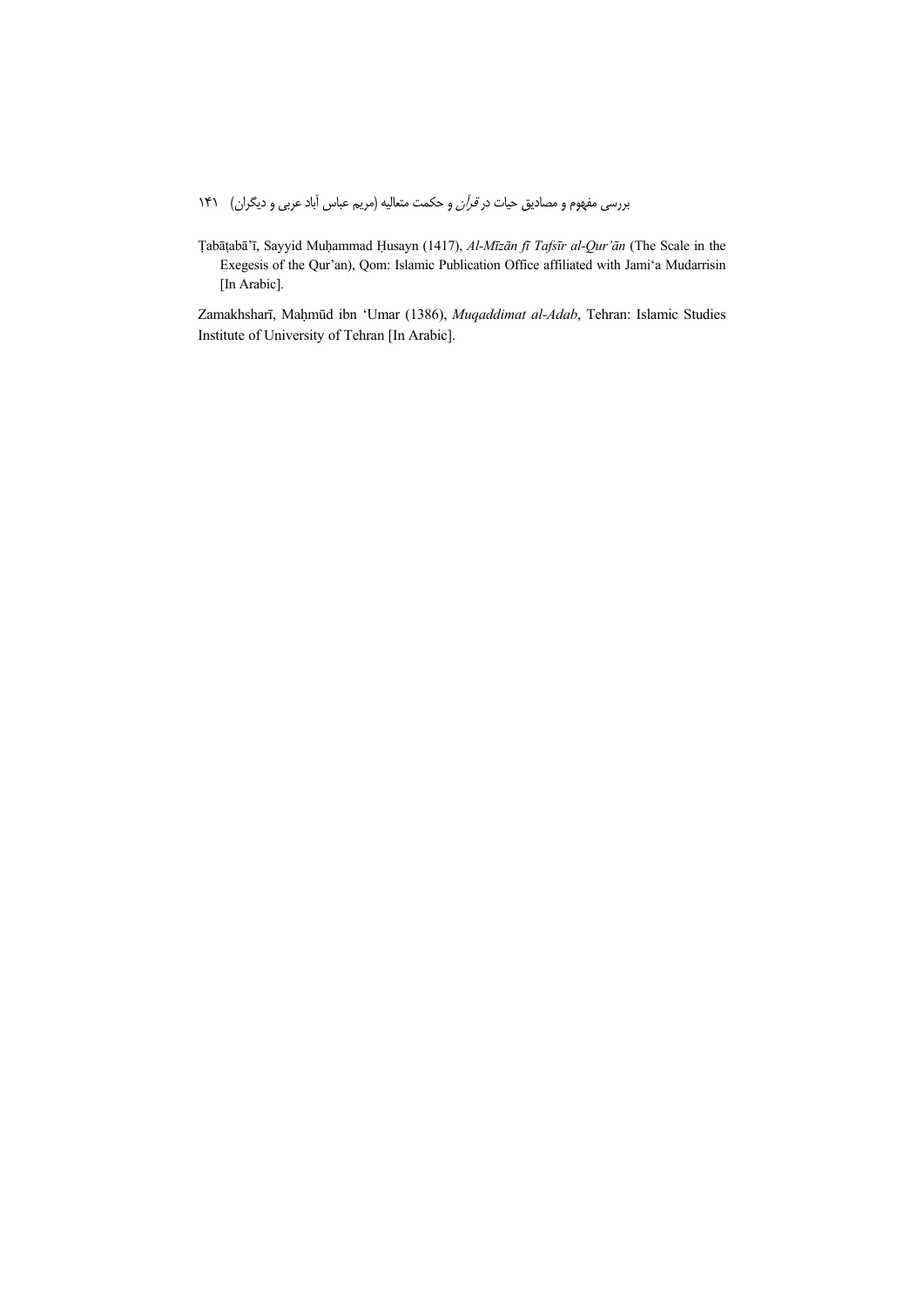Ṭabāṭabā'ī, Sayyid Muḥammad Ḥusayn (1417), *Al-Mīzān fī Tafsīr al-Qur'ān* (The Scale in the Exegesis of the Qur'an), Qom: Islamic Publication Office affiliated with Jami'a Mudarrisin [In Arabic].

Zamakhsharī, Maḥmūd ibn 'Umar (1386), *Muqaddimat al-Adab*, Tehran: Islamic Studies Institute of University of Tehran [In Arabic].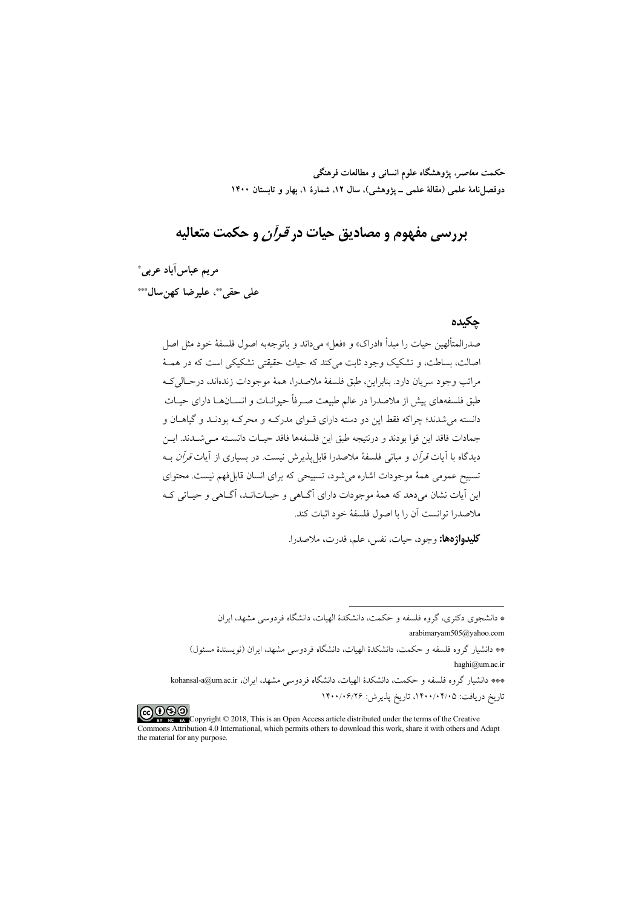*حکمت معاصر*، پژوهشگاه علوم انسانی و مطالعات فرهنگی
دوفصل‌نامهٔ علمی (مقالهٔ علمی ـ پژوهشی)، سال ۱۲، شمارهٔ ۱، بهار و تابستان ۱۴۰۰

# بررسی مفهوم و مصادیق حیات در *قرآن* و حکمت متعالیه

**مریم عباس‌آباد عربی***

**علی حقی**، علیرضا کهن‌سال*****

## چکیده

صدرالمتألهین حیات را مبدأ «ادراک» و «فعل» می‌داند و باتوجه‌به اصول فلسفهٔ خود مثل اصل اصالت، بساطت، و تشکیک وجود ثابت می‌کند که حیات حقیقتی تشکیکی است که در همهٔ مراتب وجود سریان دارد. بنابراین، طبق فلسفهٔ ملاصدرا، همهٔ موجودات زنده‌اند، درحالی‌که طبق فلسفه‌های پیش از ملاصدرا در عالم طبیعت صرفاً حیوانات و انسان‌ها دارای حیات دانسته می‌شدند؛ چراکه فقط این دو دسته دارای قوای مدرکه و محرکه بودند و گیاهان و جمادات فاقد این قوا بودند و درنتیجه طبق این فلسفه‌ها فاقد حیات دانسته می‌شدند. این دیدگاه با آیات *قرآن* و مبانی فلسفهٔ ملاصدرا قابل‌پذیرش نیست. در بسیاری از آیات *قرآن* به تسبیح عمومی همهٔ موجودات اشاره می‌شود، تسبیحی که برای انسان قابل‌فهم نیست. محتوای این آیات نشان می‌دهد که همهٔ موجودات دارای آگاهی و حیات‌اند، آگاهی و حیاتی که ملاصدرا توانست آن را با اصول فلسفهٔ خود اثبات کند.

**کلیدواژه‌ها:** وجود، حیات، نفس، علم، قدرت، ملاصدرا.

---

* دانشجوی دکتری، گروه فلسفه و حکمت، دانشکدهٔ الهیات، دانشگاه فردوسی مشهد، ایران
arabimaryam505@yahoo.com

** دانشیار گروه فلسفه و حکمت، دانشکدهٔ الهیات، دانشگاه فردوسی مشهد، ایران (نویسندهٔ مسئول)
haghi@um.ac.ir

*** دانشیار گروه فلسفه و حکمت، دانشکدهٔ الهیات، دانشگاه فردوسی مشهد، ایران، kohansal-a@um.ac.ir

تاریخ دریافت: ۱۴۰۰/۰۴/۰۵، تاریخ پذیرش: ۱۴۰۰/۰۶/۲۶

Copyright © 2018, This is an Open Access article distributed under the terms of the Creative Commons Attribution 4.0 International, which permits others to download this work, share it with others and Adapt the material for any purpose.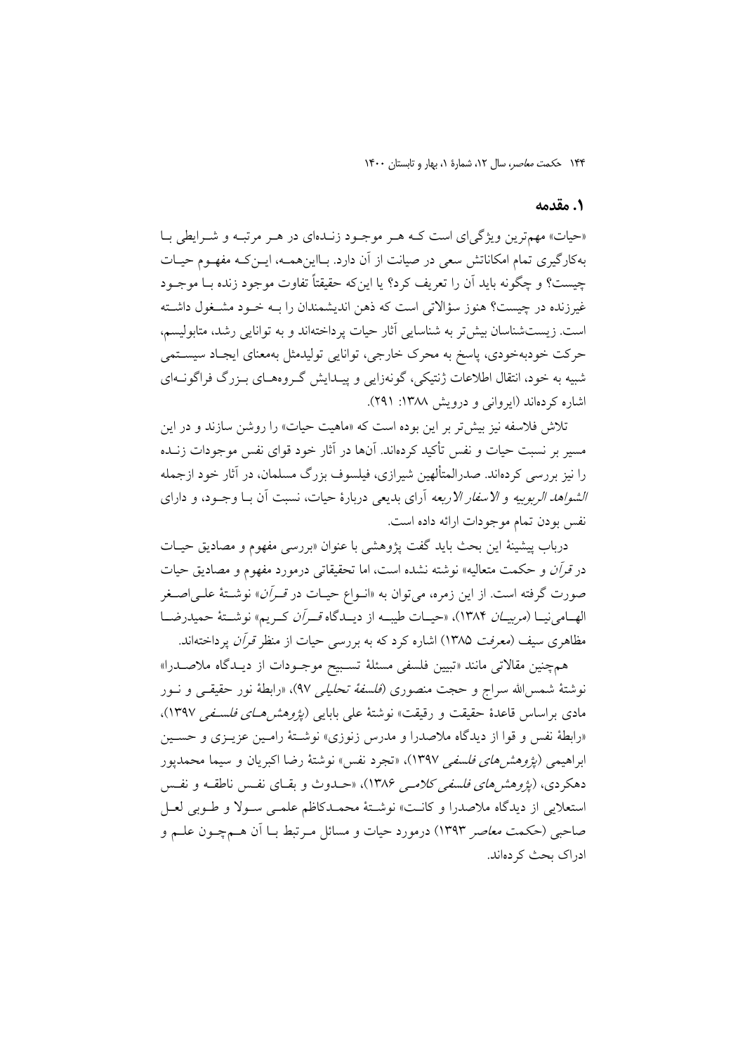## ۱. مقدمه

«حیات» مهم‌ترین ویژگی‌ای است کـه هـر موجـود زنـده‌ای در هـر مرتبـه و شـرایطی بـا به‌کارگیری تمام امکاناتش سعی در صیانت از آن دارد. بـااین‌همـه، ایـن‌کـه مفهـوم حیـات چیست؟ و چگونه باید آن را تعریف کرد؟ یا این‌که حقیقتاً تفاوت موجود زنده بـا موجـود غیرزنده در چیست؟ هنوز سؤالاتی است که ذهن اندیشمندان را بـه خـود مشـغول داشـته است. زیست‌شناسان بیش‌تر به شناسایی آثار حیات پرداخته‌اند و به توانایی رشد، متابولیسم، حرکت خودبه‌خودی، پاسخ به محرک خارجی، توانایی تولیدمثل به‌معنای ایجـاد سیسـتمی شبیه به خود، انتقال اطلاعات ژنتیکی، گونه‌زایی و پیـدایش گـروه‌هـای بـزرگ فراگونـه‌ای اشاره کرده‌اند (ایروانی و درویش ۱۳۸۸: ۲۹۱).

تلاش فلاسفه نیز بیش‌تر بر این بوده است که «ماهیت حیات» را روشن سازند و در این مسیر بر نسبت حیات و نفس تأکید کرده‌اند. آن‌ها در آثار خود قوای نفس موجودات زنـده را نیز بررسی کرده‌اند. صدرالمتألهین شیرازی، فیلسوف بزرگ مسلمان، در آثار خود ازجمله *الشواهد الربوبیه* و *الاسفار الاربعه* آرای بدیعی دربارهٔ حیات، نسبت آن بـا وجـود، و دارای نفس بودن تمام موجودات ارائه داده است.

درباب پیشینهٔ این بحث باید گفت پژوهشی با عنوان «بررسی مفهوم و مصادیق حیـات در *قرآن* و حکمت متعالیه» نوشته نشده است، اما تحقیقاتی درمورد مفهوم و مصادیق حیات صورت گرفته است. از این زمره، می‌توان به «انـواع حیـات در *قـرآن*» نوشـتهٔ علـی‌اصـغر الهـامی‌نیـا (*مربیـان* ۱۳۸۴)، «حیـات طیبـه از دیـدگاه *قـرآن* کـریم» نوشـتهٔ حمیدرضـا مظاهری سیف (*معرفت* ۱۳۸۵) اشاره کرد که به بررسی حیات از منظر *قرآن* پرداخته‌اند.

هم‌چنین مقالاتی مانند «تبیین فلسفی مسئلهٔ تسـبیح موجـودات از دیـدگاه ملاصـدرا» نوشتهٔ شمس‌الله سراج و حجت منصوری (*فلسفهٔ تحلیلی* ۹۷)، «رابطهٔ نور حقیقـی و نـور مادی براساس قاعدهٔ حقیقت و رقیقت» نوشتهٔ علی بابایی (*پژوهش‌هـای فلسـفی* ۱۳۹۷)، «رابطهٔ نفس و قوا از دیدگاه ملاصدرا و مدرس زنوزی» نوشـتهٔ رامـین عزیـزی و حسـین ابراهیمی (*پژوهش‌های فلسفی* ۱۳۹۷)، «تجرد نفس» نوشتهٔ رضا اکبریان و سیما محمدپور دهکردی، (*پژوهش‌های فلسفی کلامـی* ۱۳۸۶)، «حـدوث و بقـای نفـس ناطقـه و نفـس استعلایی از دیدگاه ملاصدرا و کانـت» نوشـتهٔ محمـدکاظم علمـی سـولا و طـوبی لعـل صاحبی (*حکمت معاصر* ۱۳۹۳) درمورد حیات و مسائل مـرتبط بـا آن هـم‌چـون علـم و ادراک بحث کرده‌اند.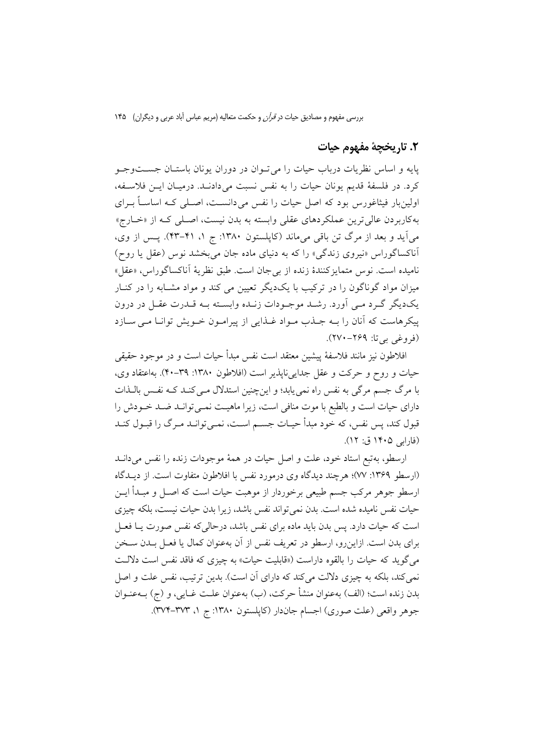## ۲. تاریخچهٔ مفهوم حیات

پایه و اساس نظریات درباب حیات را می‌توان در دوران یونان باستان جست‌وجو کرد. در فلسفهٔ قدیم یونان حیات را به نفس نسبت می‌دادند. درمیان این فلاسفه، اولین‌بار فیثاغورس بود که اصل حیات را نفس می‌دانست، اصلی که اساساً برای به‌کاربردن عالی‌ترین عملکردهای عقلی وابسته به بدن نیست، اصلی که از «خارج» می‌آید و بعد از مرگ تن باقی می‌ماند (کاپلستون ۱۳۸۰: ج ۱، ۴۱-۴۳). پس از وی، آناکساگوراس «نیروی زندگی» را که به دنیای ماده جان می‌بخشد نوس (عقل یا روح) نامیده است. نوس متمایزکنندهٔ زنده از بی‌جان است. طبق نظریهٔ آناکساگوراس، «عقل» میزان مواد گوناگون را در ترکیب با یک‌دیگر تعیین می کند و مواد مشابه را در کنار یک‌دیگر گرد می آورد. رشد موجودات زنده وابسته به قدرت عقل در درون پیکرهاست که آنان را به جذب مواد غذایی از پیرامون خویش توانا می سازد (فروغی بی‌تا: ۲۶۹-۲۷۰).

افلاطون نیز مانند فلاسفهٔ پیشین معتقد است نفس مبدأ حیات است و در موجود حقیقی حیات و روح و حرکت و عقل جدایی‌ناپذیر است (افلاطون ۱۳۸۰: ۳۹-۴۰). به‌اعتقاد وی، با مرگ جسم مرگی به نفس راه نمی‌یابد؛ و این‌چنین استدلال می‌کند که نفس بالذات دارای حیات است و بالطبع با موت منافی است، زیرا ماهیت نمی‌تواند ضد خودش را قبول کند، پس نفس، که خود مبدأ حیات جسم است، نمی‌تواند مرگ را قبول کند (فارابی ۱۴۰۵ ق: ۱۲).

ارسطو، به‌تبع استاد خود، علت و اصل حیات در همهٔ موجودات زنده را نفس می‌داند (ارسطو ۱۳۶۹: ۷۷)؛ هرچند دیدگاه وی درمورد نفس با افلاطون متفاوت است. از دیدگاه ارسطو جوهر مرکب جسم طبیعی برخوردار از موهبت حیات است که اصل و مبدأ این حیات نفس نامیده شده است. بدن نمی‌تواند نفس باشد، زیرا بدن حیات نیست، بلکه چیزی است که حیات دارد. پس بدن باید ماده برای نفس باشد، درحالی‌که نفس صورت یا فعل برای بدن است. ازاین‌رو، ارسطو در تعریف نفس از آن به‌عنوان کمال یا فعل بدن سخن می‌گوید که حیات را بالقوه داراست («قابلیت حیات» به چیزی که فاقد نفس است دلالت نمی‌کند، بلکه به چیزی دلالت می‌کند که دارای آن است). بدین ترتیب، نفس علت و اصل بدن زنده است؛ (الف) به‌عنوان منشأ حرکت، (ب) به‌عنوان علت غایی، و (ج) به‌عنوان جوهر واقعی (علت صوری) اجسام جان‌دار (کاپلستون ۱۳۸۰: ج ۱، ۳۷۳-۳۷۴).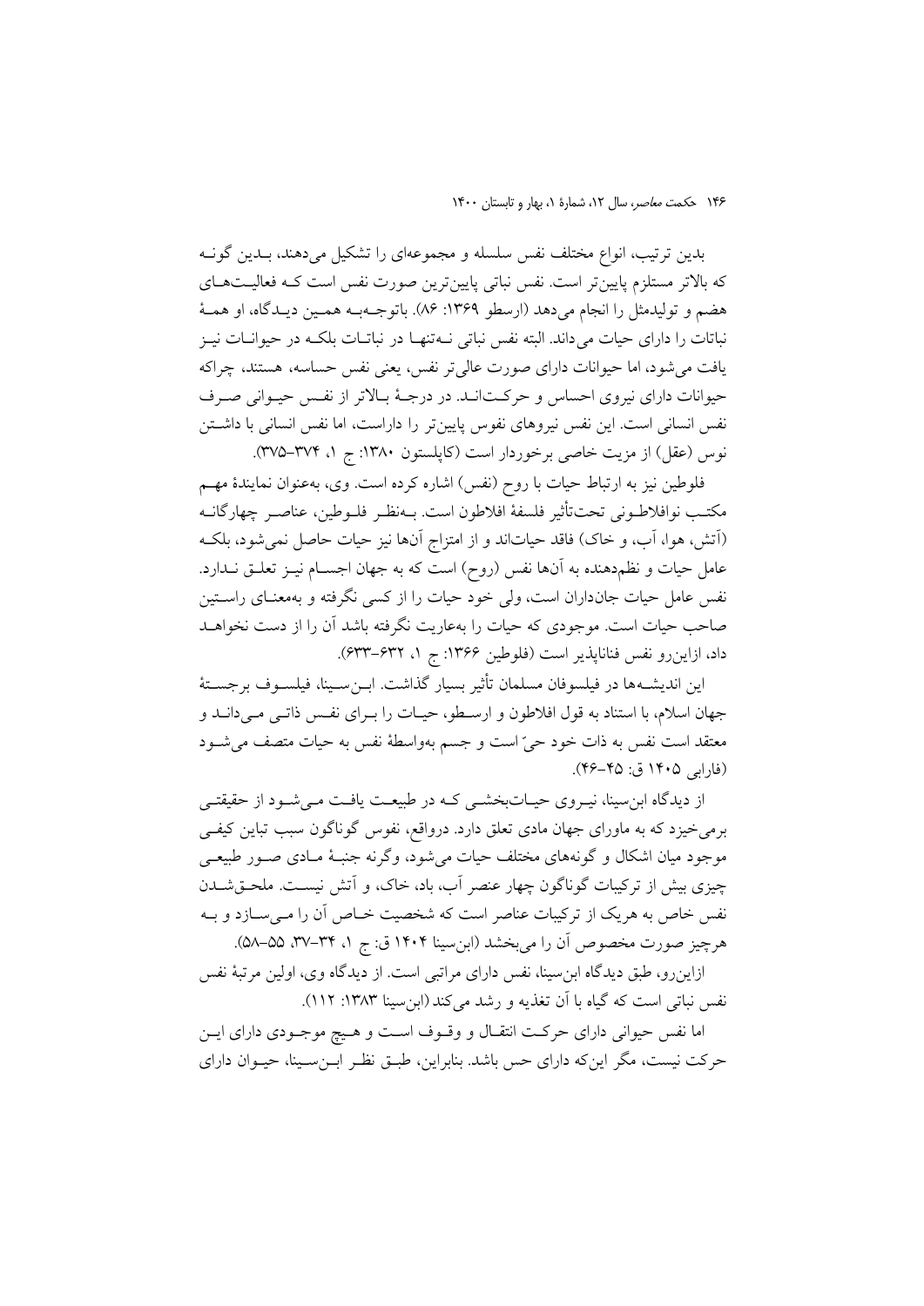بدین ترتیب، انواع مختلف نفس سلسله و مجموعه‌ای را تشکیل می‌دهند، بدین گونه که بالاتر مستلزم پایین‌تر است. نفس نباتی پایین‌ترین صورت نفس است که فعالیت‌های هضم و تولیدمثل را انجام می‌دهد (ارسطو ۱۳۶۹: ۸۶). باتوجه‌به همین دیدگاه، او همهٔ نباتات را دارای حیات می‌داند. البته نفس نباتی نه‌تنها در نباتات بلکه در حیوانات نیز یافت می‌شود، اما حیوانات دارای صورت عالی‌تر نفس، یعنی نفس حساسه، هستند، چراکه حیوانات دارای نیروی احساس و حرکت‌اند. در درجهٔ بالاتر از نفس حیوانی صرف نفس انسانی است. این نفس نیروهای نفوس پایین‌تر را داراست، اما نفس انسانی با داشتن نوس (عقل) از مزیت خاصی برخوردار است (کاپلستون ۱۳۸۰: ج ۱، ۳۷۴–۳۷۵).

فلوطین نیز به ارتباط حیات با روح (نفس) اشاره کرده است. وی، به‌عنوان نمایندهٔ مهم مکتب نوافلاطونی تحت‌تأثیر فلسفهٔ افلاطون است. به‌نظر فلوطین، عناصر چهارگانه (آتش، هوا، آب، و خاک) فاقد حیات‌اند و از امتزاج آن‌ها نیز حیات حاصل نمی‌شود، بلکه عامل حیات و نظم‌دهنده به آن‌ها نفس (روح) است که به جهان اجسام نیز تعلق ندارد. نفس عامل حیات جان‌داران است، ولی خود حیات را از کسی نگرفته و به‌معنای راستین صاحب حیات است. موجودی که حیات را به‌عاریت نگرفته باشد آن را از دست نخواهد داد، ازاین‌رو نفس فناناپذیر است (فلوطین ۱۳۶۶: ج ۱، ۶۳۲–۶۳۳).

این اندیشه‌ها در فیلسوفان مسلمان تأثیر بسیار گذاشت. ابن‌سینا، فیلسوف برجستهٔ جهان اسلام، با استناد به قول افلاطون و ارسطو، حیات را برای نفس ذاتی می‌داند و معتقد است نفس به ذات خود حیّ است و جسم به‌واسطهٔ نفس به حیات متصف می‌شود (فارابی ۱۴۰۵ ق: ۴۵–۴۶).

از دیدگاه ابن‌سینا، نیروی حیات‌بخشی که در طبیعت یافت می‌شود از حقیقتی برمی‌خیزد که به ماورای جهان مادی تعلق دارد. درواقع، نفوس گوناگون سبب تباین کیفی موجود میان اشکال و گونه‌های مختلف حیات می‌شود، وگرنه جنبهٔ مادی صور طبیعی چیزی بیش از ترکیبات گوناگون چهار عنصر آب، باد، خاک، و آتش نیست. ملحق‌شدن نفس خاص به هریک از ترکیبات عناصر است که شخصیت خاص آن را می‌سازد و به هرچیز صورت مخصوص آن را می‌بخشد (ابن‌سینا ۱۴۰۴ ق: ج ۱، ۳۴–۳۷، ۵۵–۵۸).

ازاین‌رو، طبق دیدگاه ابن‌سینا، نفس دارای مراتبی است. از دیدگاه وی، اولین مرتبهٔ نفس نفس نباتی است که گیاه با آن تغذیه و رشد می‌کند (ابن‌سینا ۱۳۸۳: ۱۱۲).

اما نفس حیوانی دارای حرکت انتقال و وقوف است و هیچ موجودی دارای این حرکت نیست، مگر این‌که دارای حس باشد. بنابراین، طبق نظر ابن‌سینا، حیوان دارای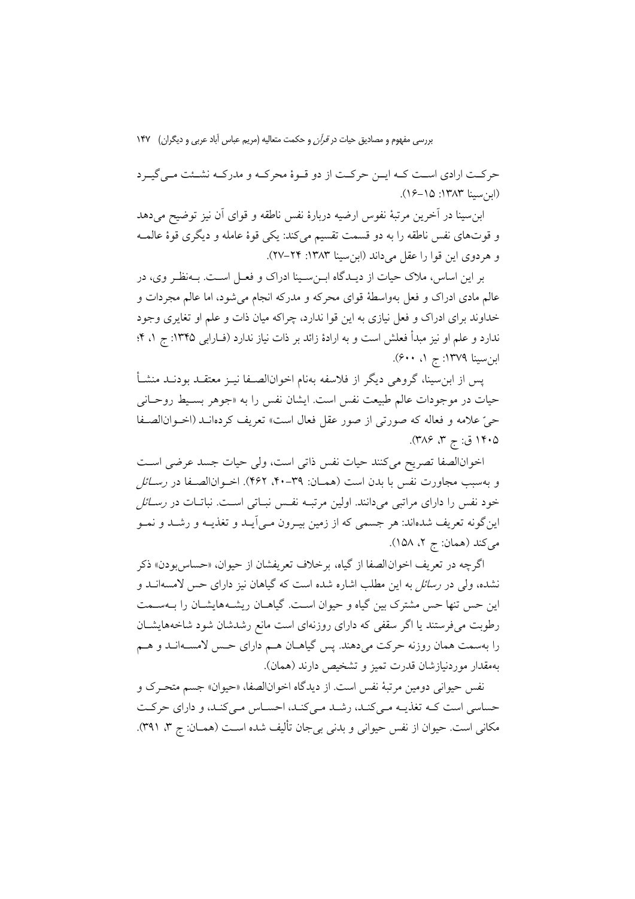حرکت ارادی است که این حرکت از دو قوهٔ محرکه و مدرکه نشئت می‌گیرد (ابن‌سینا ۱۳۸۳: ۱۵–۱۶).

ابن‌سینا در آخرین مرتبهٔ نفوس ارضیه دربارهٔ نفس ناطقه و قوای آن نیز توضیح می‌دهد و قوت‌های نفس ناطقه را به دو قسمت تقسیم می‌کند: یکی قوهٔ عامله و دیگری قوهٔ عالمه و هردوی این قوا را عقل می‌داند (ابن‌سینا ۱۳۸۳: ۲۴–۲۷).

بر این اساس، ملاک حیات از دیدگاه ابن‌سینا ادراک و فعل است. به‌نظر وی، در عالم مادی ادراک و فعل به‌واسطهٔ قوای محرکه و مدرکه انجام می‌شود، اما عالم مجردات و خداوند برای ادراک و فعل نیازی به این قوا ندارد، چراکه میان ذات و علم او تغایری وجود ندارد و علم او نیز مبدأ فعلش است و به ارادهٔ زائد بر ذات نیاز ندارد (فارابی ۱۳۴۵: ج ۱، ۴؛ ابن‌سینا ۱۳۷۹: ج ۱، ۶۰۰).

پس از ابن‌سینا، گروهی دیگر از فلاسفه به‌نام اخوان‌الصفا نیز معتقد بودند منشأ حیات در موجودات عالم طبیعت نفس است. ایشان نفس را به «جوهر بسیط روحانی حیّ علامه و فعاله که صورتی از صور عقل فعال است» تعریف کرده‌اند (اخوان‌الصفا ۱۴۰۵ ق: ج ۳، ۳۸۶).

اخوان‌الصفا تصریح می‌کنند حیات نفس ذاتی است، ولی حیات جسد عرضی است و به‌سبب مجاورت نفس با بدن است (همان: ۳۹–۴۰، ۴۶۲). اخوان‌الصفا در *رسائل* خود نفس را دارای مراتبی می‌دانند. اولین مرتبه نفس نباتی است. نباتات در *رسائل* این‌گونه تعریف شده‌اند: هر جسمی که از زمین بیرون می‌آید و تغذیه و رشد و نمو می‌کند (همان: ج ۲، ۱۵۸).

اگرچه در تعریف اخوان‌الصفا از گیاه، برخلاف تعریفشان از حیوان، «حساس‌بودن» ذکر نشده، ولی در *رسائل* به این مطلب اشاره شده است که گیاهان نیز دارای حس لامسه‌اند و این حس تنها حس مشترک بین گیاه و حیوان است. گیاهان ریشه‌هایشان را به‌سمت رطوبت می‌فرستند یا اگر سقفی که دارای روزنه‌ای است مانع رشدشان شود شاخه‌هایشان را به‌سمت همان روزنه حرکت می‌دهند. پس گیاهان هم دارای حس لامسه‌اند و هم به‌مقدار موردنیازشان قدرت تمیز و تشخیص دارند (همان).

نفس حیوانی دومین مرتبهٔ نفس است. از دیدگاه اخوان‌الصفا، «حیوان» جسم متحرک و حساسی است که تغذیه می‌کند، رشد می‌کند، احساس می‌کند، و دارای حرکت مکانی است. حیوان از نفس حیوانی و بدنی بی‌جان تألیف شده است (همان: ج ۳، ۳۹۱).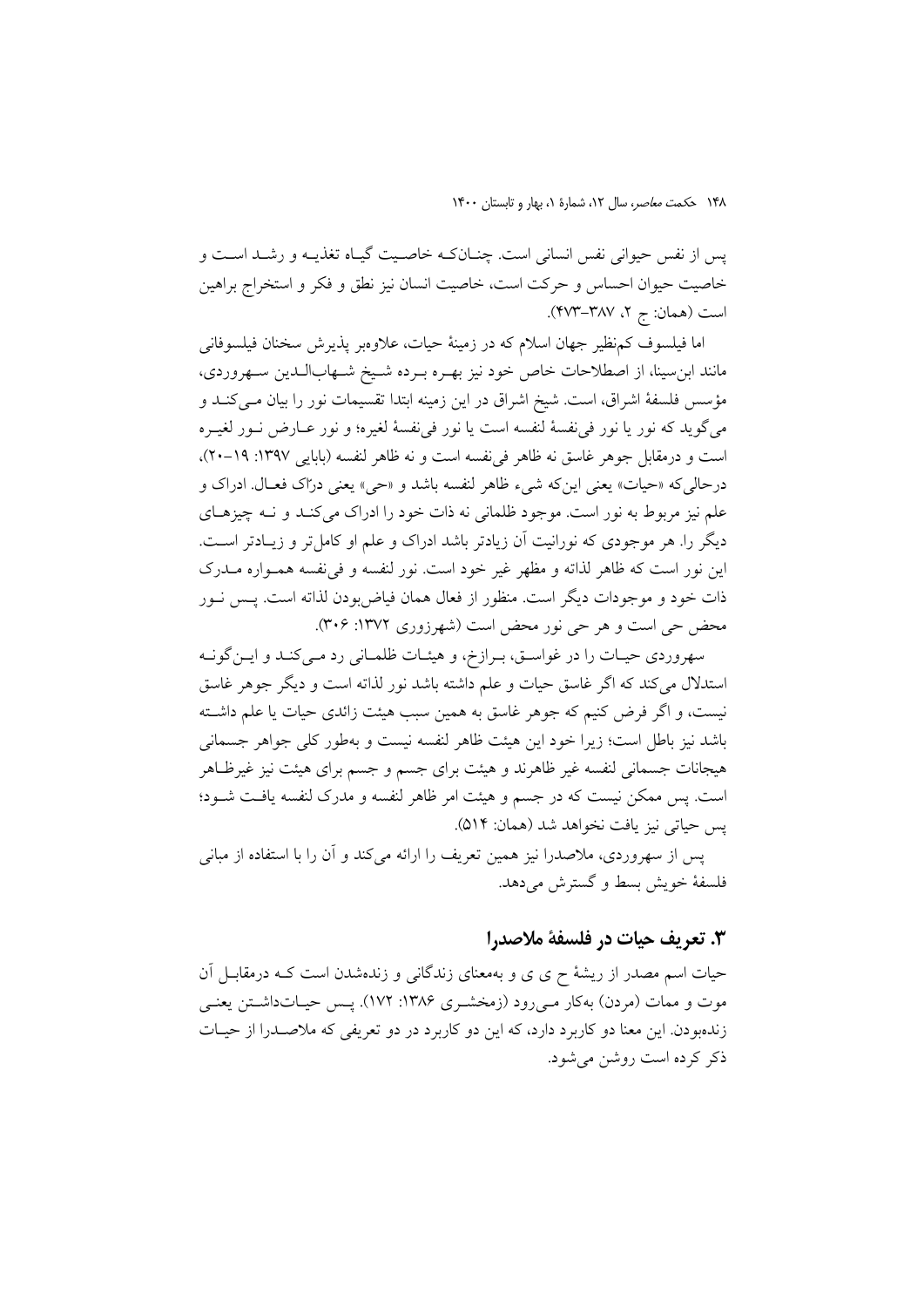پس از نفس حیوانی نفس انسانی است. چنان‌که خاصیت گیاه تغذیه و رشد است و خاصیت حیوان احساس و حرکت است، خاصیت انسان نیز نطق و فکر و استخراج براهین است (همان: ج ۲، ۳۸۷-۴۷۳).

اما فیلسوف کم‌نظیر جهان اسلام که در زمینهٔ حیات، علاوه‌بر پذیرش سخنان فیلسوفانی مانند ابن‌سینا، از اصطلاحات خاص خود نیز بهره برده شیخ شهاب‌الدین سهروردی، مؤسس فلسفهٔ اشراق، است. شیخ اشراق در این زمینه ابتدا تقسیمات نور را بیان می‌کند و می‌گوید که نور یا نور فی‌نفسهٔ لنفسه است یا نور فی‌نفسهٔ لغیره؛ و نور عارض نور لغیره است و درمقابل جوهر غاسق نه ظاهر فی‌نفسه است و نه ظاهر لنفسه (بابایی ۱۳۹۷: ۱۹-۲۰)، درحالی‌که «حیات» یعنی این‌که شیء ظاهر لنفسه باشد و «حی» یعنی درّاک فعال. ادراک و علم نیز مربوط به نور است. موجود ظلمانی نه ذات خود را ادراک می‌کند و نه چیزهای دیگر را. هر موجودی که نورانیت آن زیادتر باشد ادراک و علم او کامل‌تر و زیادتر است. این نور است که ظاهر لذاته و مظهر غیر خود است. نور لنفسه و فی‌نفسه همواره مدرک ذات خود و موجودات دیگر است. منظور از فعال همان فیاض‌بودن لذاته است. پس نور محض حی است و هر حی نور محض است (شهرزوری ۱۳۷۲: ۳۰۶).

سهروردی حیات را در غواسق، برازخ، و هیئات ظلمانی رد می‌کند و این‌گونه استدلال می‌کند که اگر غاسق حیات و علم داشته باشد نور لذاته است و دیگر جوهر غاسق نیست، و اگر فرض کنیم که جوهر غاسق به همین سبب هیئت زائدی حیات یا علم داشته باشد نیز باطل است؛ زیرا خود این هیئت ظاهر لنفسه نیست و به‌طور کلی جواهر جسمانی هیجانات جسمانی لنفسه غیر ظاهرند و هیئت برای جسم و جسم برای هیئت نیز غیرظاهر است. پس ممکن نیست که در جسم و هیئت امر ظاهر لنفسه و مدرک لنفسه یافت شود؛ پس حیاتی نیز یافت نخواهد شد (همان: ۵۱۴).

پس از سهروردی، ملاصدرا نیز همین تعریف را ارائه می‌کند و آن را با استفاده از مبانی فلسفهٔ خویش بسط و گسترش می‌دهد.

## ۳. تعریف حیات در فلسفهٔ ملاصدرا

حیات اسم مصدر از ریشهٔ ح ی ی و به‌معنای زندگانی و زنده‌شدن است که درمقابل آن موت و ممات (مردن) به‌کار می‌رود (زمخشری ۱۳۸۶: ۱۷۲). پس حیات‌داشتن یعنی زنده‌بودن. این معنا دو کاربرد دارد، که این دو کاربرد در دو تعریفی که ملاصدرا از حیات ذکر کرده است روشن می‌شود.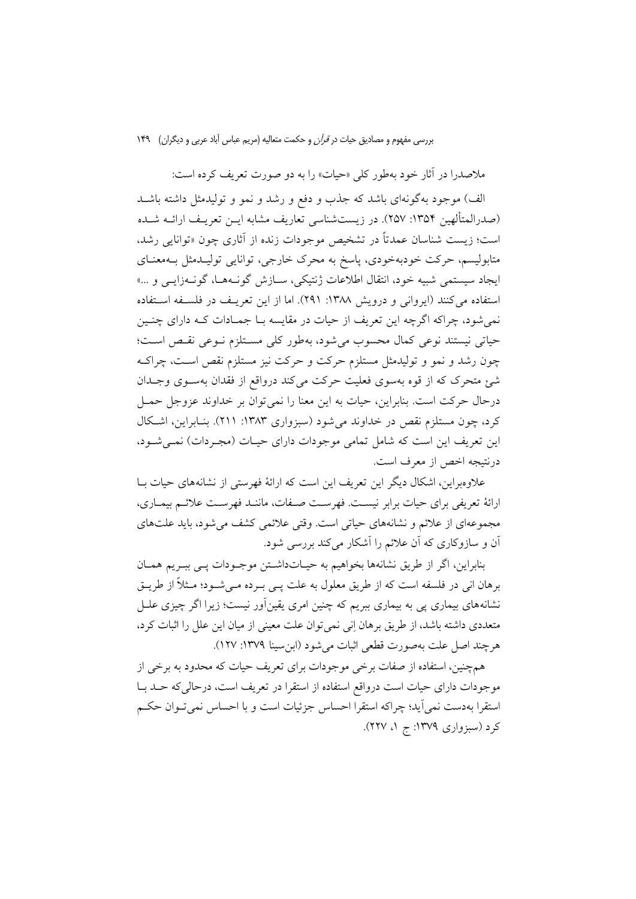ملاصدرا در آثار خود به‌طور کلی «حیات» را به دو صورت تعریف کرده است:

الف) موجود به‌گونه‌ای باشد که جذب و دفع و رشد و نمو و تولیدمثل داشته باشد (صدرالمتألهین ۱۳۵۴: ۲۵۷). در زیست‌شناسی تعاریف مشابه این تعریف ارائه شده است؛ زیست شناسان عمدتاً در تشخیص موجودات زنده از آثاری چون «توانایی رشد، متابولیسم، حرکت خودبه‌خودی، پاسخ به محرک خارجی، توانایی تولیدمثل به‌معنای ایجاد سیستمی شبیه خود، انتقال اطلاعات ژنتیکی، سازش گونه‌ها، گونه‌زایی و ...» استفاده می‌کنند (ایروانی و درویش ۱۳۸۸: ۲۹۱). اما از این تعریف در فلسفه استفاده نمی‌شود، چراکه اگرچه این تعریف از حیات در مقایسه با جمادات که دارای چنین حیاتی نیستند نوعی کمال محسوب می‌شود، به‌طور کلی مستلزم نوعی نقص است؛ چون رشد و نمو و تولیدمثل مستلزم حرکت و حرکت نیز مستلزم نقص است، چراکه شئ متحرک که از قوه به‌سوی فعلیت حرکت می‌کند درواقع از فقدان به‌سوی وجدان درحال حرکت است. بنابراین، حیات به این معنا را نمی‌توان بر خداوند عزوجل حمل کرد، چون مستلزم نقص در خداوند می‌شود (سبزواری ۱۳۸۳: ۲۱۱). بنابراین، اشکال این تعریف این است که شامل تمامی موجودات دارای حیات (مجردات) نمی‌شود، درنتیجه اخص از معرف است.

علاوه‌براین، اشکال دیگر این تعریف این است که ارائهٔ فهرستی از نشانه‌های حیات با ارائهٔ تعریفی برای حیات برابر نیست. فهرست صفات، مانند فهرست علائم بیماری، مجموعه‌ای از علائم و نشانه‌های حیاتی است. وقتی علائمی کشف می‌شود، باید علت‌های آن و سازوکاری که آن علائم را آشکار می‌کند بررسی شود.

بنابراین، اگر از طریق نشانه‌ها بخواهیم به حیات‌داشتن موجودات پی ببریم همان برهان انی در فلسفه است که از طریق معلول به علت پی برده می‌شود؛ مثلاً از طریق نشانه‌های بیماری پی به بیماری ببریم که چنین امری یقین‌آور نیست؛ زیرا اگر چیزی علل متعددی داشته باشد، از طریق برهان اِنی نمی‌توان علت معینی از میان این علل را اثبات کرد، هرچند اصل علت به‌صورت قطعی اثبات می‌شود (ابن‌سینا ۱۳۷۹: ۱۲۷).

هم‌چنین، استفاده از صفات برخی موجودات برای تعریف حیات که محدود به برخی از موجودات دارای حیات است درواقع استفاده از استقرا در تعریف است، درحالی‌که حد با استقرا به‌دست نمی‌آید؛ چراکه استقرا احساس جزئیات است و با احساس نمی‌توان حکم کرد (سبزواری ۱۳۷۹: ج ۱، ۲۲۷).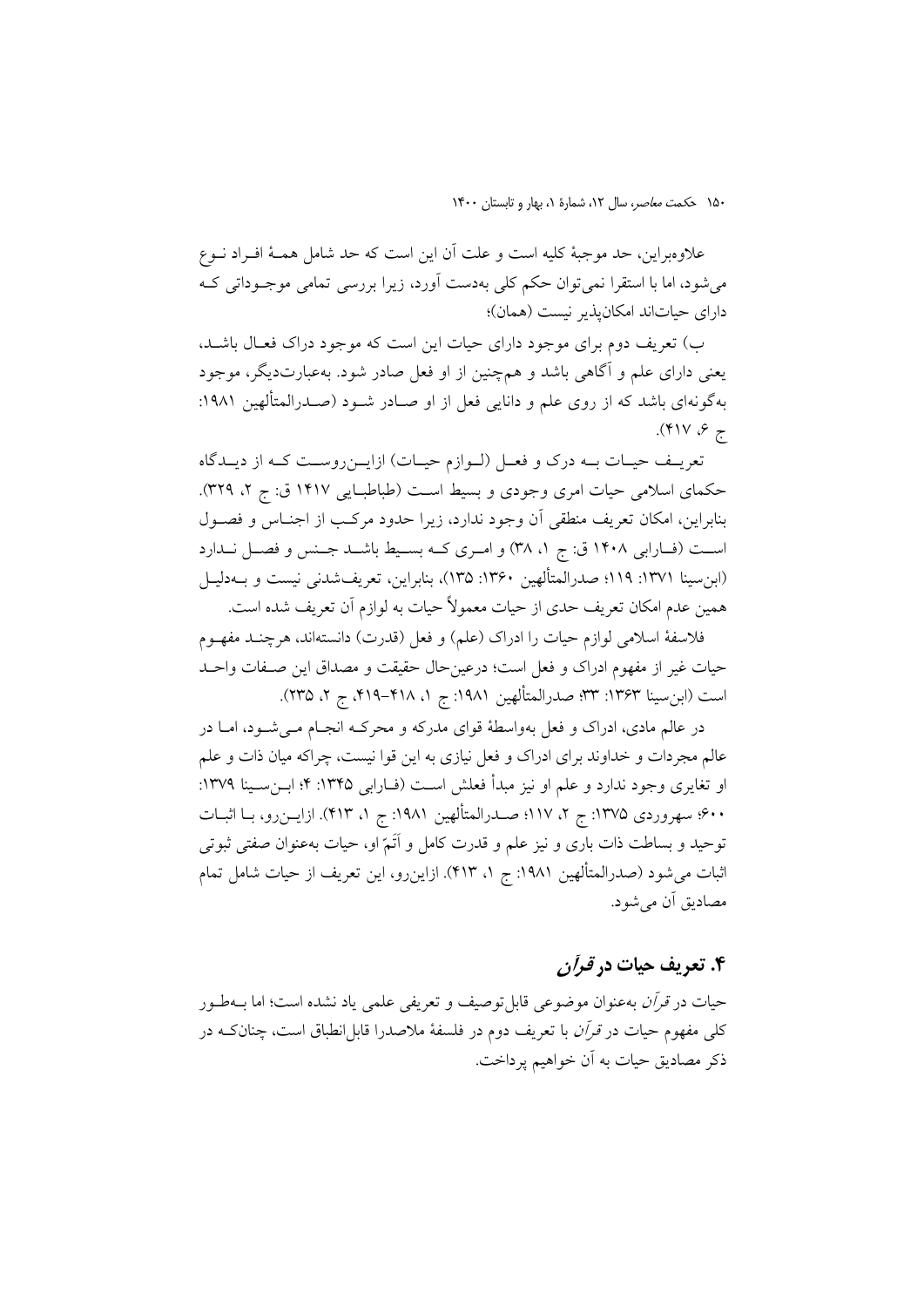علاوه‌براین، حد موجبهٔ کلیه است و علت آن این است که حد شامل همهٔ افراد نوع می‌شود، اما با استقرا نمی‌توان حکم کلی به‌دست آورد، زیرا بررسی تمامی موجوداتی که دارای حیات‌اند امکان‌پذیر نیست (همان)؛

ب) تعریف دوم برای موجود دارای حیات این است که موجود دراک فعال باشد، یعنی دارای علم و آگاهی باشد و همچنین از او فعل صادر شود. به‌عبارت‌دیگر، موجود به‌گونه‌ای باشد که از روی علم و دانایی فعل از او صادر شود (صدرالمتألهین ۱۹۸۱: ج ۶، ۴۱۷).

تعریف حیات به درک و فعل (لوازم حیات) ازاین‌روست که از دیدگاه حکمای اسلامی حیات امری وجودی و بسیط است (طباطبایی ۱۴۱۷ ق: ج ۲، ۳۲۹). بنابراین، امکان تعریف منطقی آن وجود ندارد، زیرا حدود مرکب از اجناس و فصول است (فارابی ۱۴۰۸ ق: ج ۱، ۳۸) و امری که بسیط باشد جنس و فصل ندارد (ابن‌سینا ۱۳۷۱: ۱۱۹؛ صدرالمتألهین ۱۳۶۰: ۱۳۵)، بنابراین، تعریف‌شدنی نیست و به‌دلیل همین عدم امکان تعریف حدی از حیات معمولاً حیات به لوازم آن تعریف شده است.

فلاسفهٔ اسلامی لوازم حیات را ادراک (علم) و فعل (قدرت) دانسته‌اند، هرچند مفهوم حیات غیر از مفهوم ادراک و فعل است؛ درعین‌حال حقیقت و مصداق این صفات واحد است (ابن‌سینا ۱۳۶۳: ۳۳؛ صدرالمتألهین ۱۹۸۱: ج ۱، ۴۱۸–۴۱۹، ج ۲، ۲۳۵).

در عالم مادی، ادراک و فعل به‌واسطهٔ قوای مدرکه و محرکه انجام می‌شود، اما در عالم مجردات و خداوند برای ادراک و فعل نیازی به این قوا نیست، چراکه میان ذات و علم او تغایری وجود ندارد و علم او نیز مبدأ فعلش است (فارابی ۱۳۴۵: ۴؛ ابن‌سینا ۱۳۷۹: ۶۰۰؛ سهروردی ۱۳۷۵: ج ۲، ۱۱۷؛ صدرالمتألهین ۱۹۸۱: ج ۱، ۴۱۳). ازاین‌رو، با اثبات توحید و بساطت ذات باری و نیز علم و قدرت کامل و اَتَمّ او، حیات به‌عنوان صفتی ثبوتی اثبات می‌شود (صدرالمتألهین ۱۹۸۱: ج ۱، ۴۱۳). ازاین‌رو، این تعریف از حیات شامل تمام مصادیق آن می‌شود.

## ۴. تعریف حیات در *قرآن*

حیات در *قرآن* به‌عنوان موضوعی قابل‌توصیف و تعریفی علمی یاد نشده است؛ اما به‌طور کلی مفهوم حیات در *قرآن* با تعریف دوم در فلسفهٔ ملاصدرا قابل‌انطباق است، چنان‌که در ذکر مصادیق حیات به آن خواهیم پرداخت.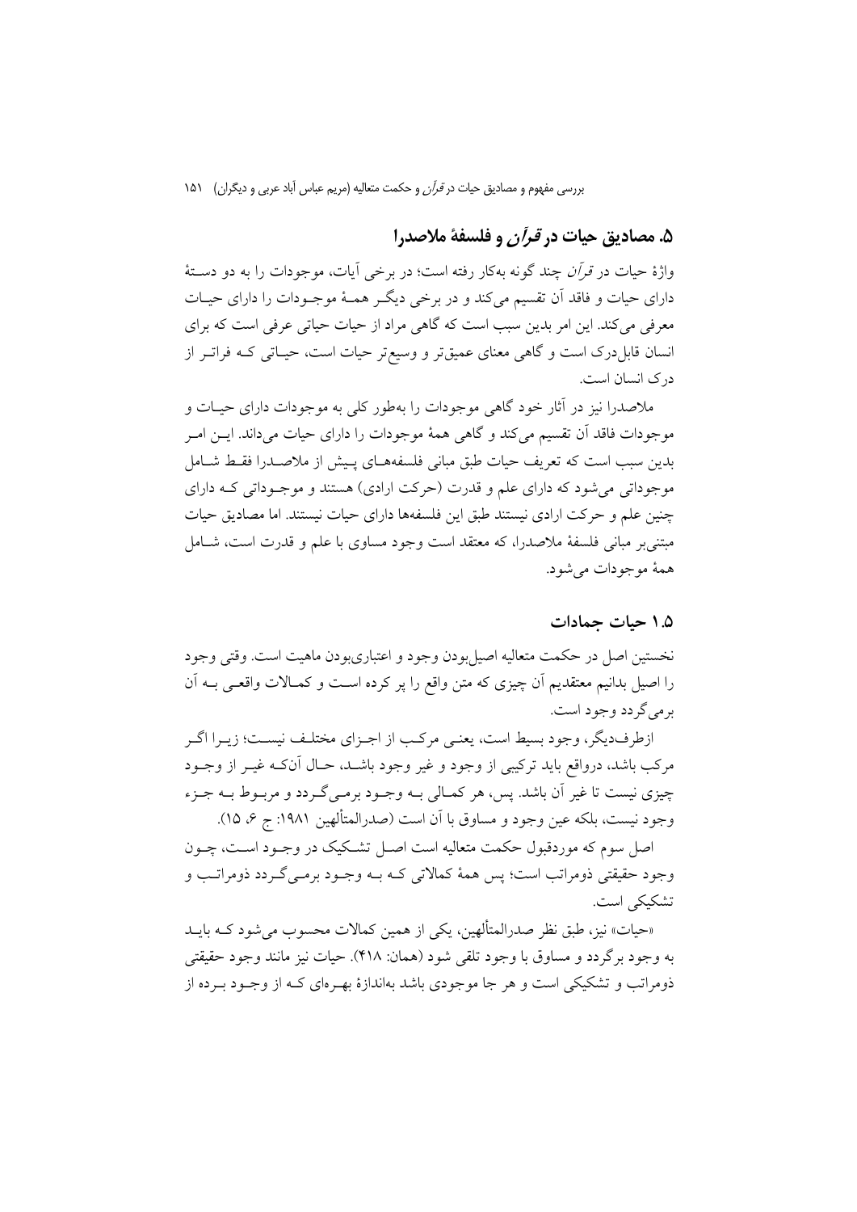## ۵. مصادیق حیات در *قرآن* و فلسفهٔ ملاصدرا

واژهٔ حیات در *قرآن* چند گونه به‌کار رفته است؛ در برخی آیات، موجودات را به دو دستهٔ دارای حیات و فاقد آن تقسیم می‌کند و در برخی دیگر همهٔ موجودات را دارای حیات معرفی می‌کند. این امر بدین سبب است که گاهی مراد از حیات حیاتی عرفی است که برای انسان قابل‌درک است و گاهی معنای عمیق‌تر و وسیع‌تر حیات است، حیاتی که فراتر از درک انسان است.

ملاصدرا نیز در آثار خود گاهی موجودات را به‌طور کلی به موجودات دارای حیات و موجودات فاقد آن تقسیم می‌کند و گاهی همهٔ موجودات را دارای حیات می‌داند. این امر بدین سبب است که تعریف حیات طبق مبانی فلسفه‌های پیش از ملاصدرا فقط شامل موجوداتی می‌شود که دارای علم و قدرت (حرکت ارادی) هستند و موجوداتی که دارای چنین علم و حرکت ارادی نیستند طبق این فلسفه‌ها دارای حیات نیستند. اما مصادیق حیات مبتنی‌بر مبانی فلسفهٔ ملاصدرا، که معتقد است وجود مساوی با علم و قدرت است، شامل همهٔ موجودات می‌شود.

### ۱.۵ حیات جمادات

نخستین اصل در حکمت متعالیه اصیل‌بودن وجود و اعتباری‌بودن ماهیت است. وقتی وجود را اصیل بدانیم معتقدیم آن چیزی که متن واقع را پر کرده است و کمالات واقعی به آن برمی‌گردد وجود است.

ازطرف‌دیگر، وجود بسیط است، یعنی مرکب از اجزای مختلف نیست؛ زیرا اگر مرکب باشد، درواقع باید ترکیبی از وجود و غیر وجود باشد، حال آن‌که غیر از وجود چیزی نیست تا غیر آن باشد. پس، هر کمالی به وجود برمی‌گردد و مربوط به جزء وجود نیست، بلکه عین وجود و مساوق با آن است (صدرالمتألهین ۱۹۸۱: ج ۶، ۱۵).

اصل سوم که موردقبول حکمت متعالیه است اصل تشکیک در وجود است، چون وجود حقیقتی ذومراتب است؛ پس همهٔ کمالاتی که به وجود برمی‌گردد ذومراتب و تشکیکی است.

«حیات» نیز، طبق نظر صدرالمتألهین، یکی از همین کمالات محسوب می‌شود که باید به وجود برگردد و مساوق با وجود تلقی شود (همان: ۴۱۸). حیات نیز مانند وجود حقیقتی ذومراتب و تشکیکی است و هر جا موجودی باشد به‌اندازهٔ بهره‌ای که از وجود برده از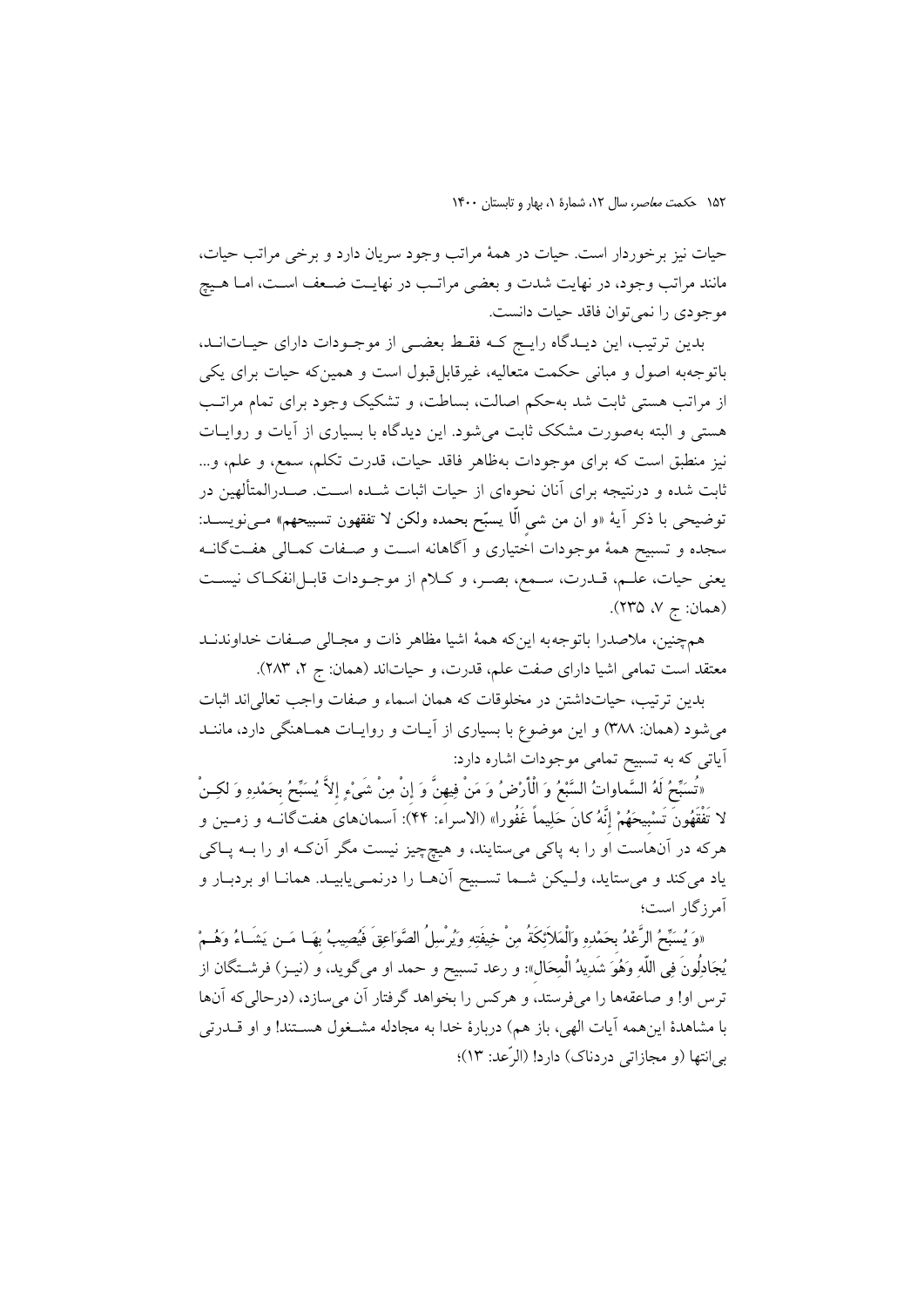حیات نیز برخوردار است. حیات در همهٔ مراتب وجود سریان دارد و برخی مراتب حیات، مانند مراتب وجود، در نهایت شدت و بعضی مراتب در نهایت ضعف است، اما هیچ موجودی را نمی‌توان فاقد حیات دانست.

بدین ترتیب، این دیدگاه رایج که فقط بعضی از موجودات دارای حیات‌اند، باتوجه‌به اصول و مبانی حکمت متعالیه، غیرقابل‌قبول است و همین‌که حیات برای یکی از مراتب هستی ثابت شد به‌حکم اصالت، بساطت، و تشکیک وجود برای تمام مراتب هستی و البته به‌صورت مشکک ثابت می‌شود. این دیدگاه با بسیاری از آیات و روایات نیز منطبق است که برای موجودات به‌ظاهر فاقد حیات، قدرت تکلم، سمع، و علم، و... ثابت شده و درنتیجه برای آنان نحوه‌ای از حیات اثبات شده است. صدرالمتألهین در توضیحی با ذکر آیهٔ «و ان من شی الّا یسبّح بحمده ولکن لا تفقهون تسبیحهم» می‌نویسد: سجده و تسبیح همهٔ موجودات اختیاری و آگاهانه است و صفات کمالی هفت‌گانه یعنی حیات، علم، قدرت، سمع، بصر، و کلام از موجودات قابل‌انفکاک نیست (همان: ج ۷، ۲۳۵).

همچنین، ملاصدرا باتوجه‌به این‌که همهٔ اشیا مظاهر ذات و مجالی صفات خداوندند معتقد است تمامی اشیا دارای صفت علم، قدرت، و حیات‌اند (همان: ج ۲، ۲۸۳).

بدین ترتیب، حیات‌داشتن در مخلوقات که همان اسماء و صفات واجب تعالی‌اند اثبات می‌شود (همان: ۳۸۸) و این موضوع با بسیاری از آیات و روایات هماهنگی دارد، مانند آیاتی که به تسبیح تمامی موجودات اشاره دارد:

«تُسَبِّحُ لَهُ السَّماواتُ السَّبْعُ وَ الْأَرْضُ وَ مَنْ فِيهِنَّ وَ إِنْ مِنْ شَيْ‏ءٍ إِلاَّ يُسَبِّحُ بِحَمْدِهِ وَ لكِنْ لا تَفْقَهُونَ تَسْبِيحَهُمْ إِنَّهُ كانَ حَلِيماً غَفُوراً» (الاسراء: ۴۴): آسمان‌های هفت‌گانه و زمین و هرکه در آن‌هاست او را به پاکی می‌ستایند، و هیچ‌چیز نیست مگر آنکه او را به پاکی یاد می‌کند و می‌ستاید، ولیکن شما تسبیح آن‌ها را درنمی‌یابید. همانا او بردبار و آمرزگار است؛

«وَ يُسَبِّحُ الرَّعْدُ بِحَمْدِهِ وَالْمَلاَئِكَةُ مِنْ خِيفَتِهِ وَيُرْسِلُ الصَّوَاعِقَ فَيُصِيبُ بِهَا مَن يَشَاءُ وَهُمْ يُجَادِلُونَ فِي اللّهِ وَهُوَ شَدِيدُ الْمِحَالِ»: و رعد تسبیح و حمد او می‌گوید، و (نیز) فرشتگان از ترس او! و صاعقه‌ها را می‌فرستد، و هرکس را بخواهد گرفتار آن می‌سازد، (درحالی‌که آن‌ها با مشاهدهٔ این‌همه آیات الهی، باز هم) دربارهٔ خدا به مجادله مشغول هستند! و او قدرتی بی‌انتها (و مجازاتی دردناک) دارد! (الرّعد: ۱۳)؛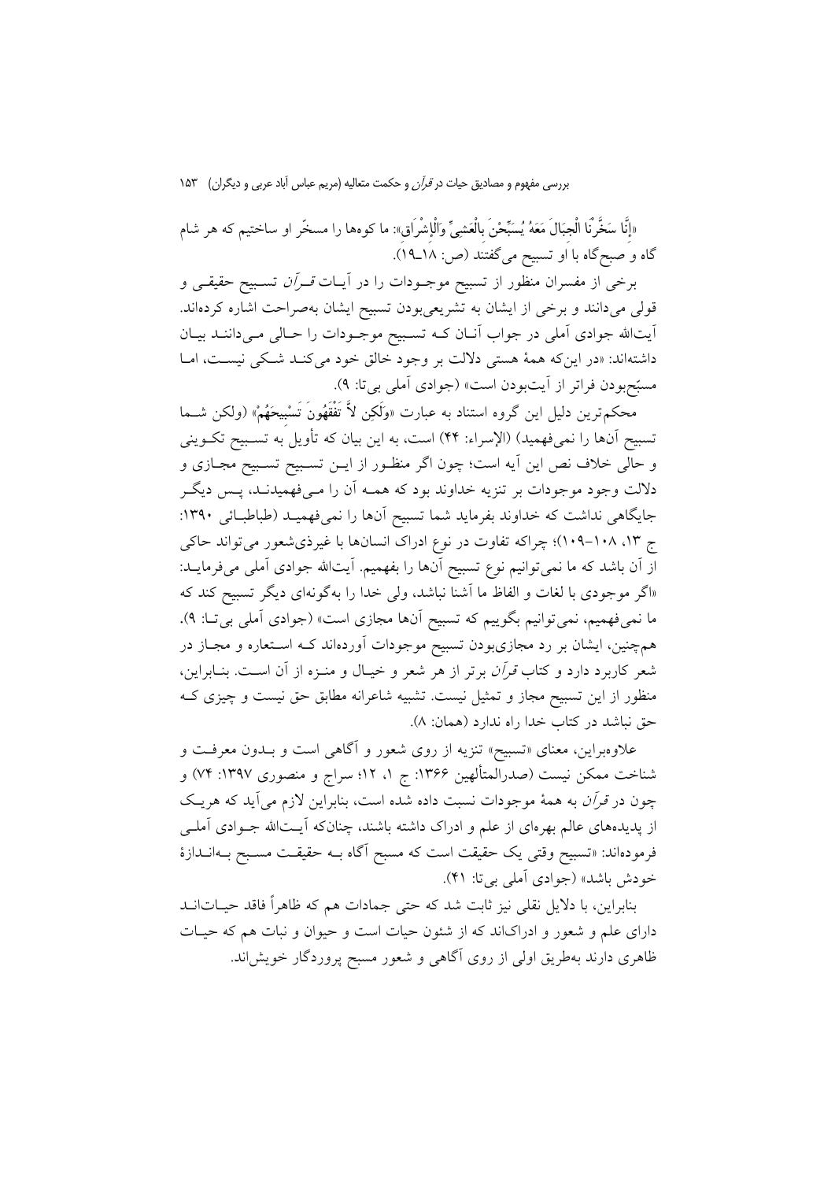«إِنَّا سَخَّرْنَا الْجِبَالَ مَعَهُ يُسَبِّحْنَ بِالْعَشِيِّ وَالْإِشْرَاقِ»: ما کوه‌ها را مسخّر او ساختیم که هر شام گاه و صبح‌گاه با او تسبیح می‌گفتند (ص: ۱۸ـ۱۹).

برخی از مفسران منظور از تسبیح موجودات را در آیات *قرآن* تسبیح حقیقی و قولی می‌دانند و برخی از ایشان به تشریعی‌بودن تسبیح ایشان به‌صراحت اشاره کرده‌اند. آیت‌الله جوادی آملی در جواب آنان که تسبیح موجودات را حالی می‌دانند بیان داشته‌اند: «در این‌که همهٔ هستی دلالت بر وجود خالق خود می‌کند شکی نیست، اما مسبّح‌بودن فراتر از آیت‌بودن است» (جوادی آملی بی‌تا: ۹).

محکم‌ترین دلیل این گروه استناد به عبارت «وَلَكِن لاَّ تَفْقَهُونَ تَسْبِيحَهُمْ» (ولکن شما تسبیح آن‌ها را نمی‌فهمید) (الإسراء: ۴۴) است، به این بیان که تأویل به تسبیح تکوینی و حالی خلاف نص این آیه است؛ چون اگر منظور از این تسبیح تسبیح مجازی و دلالت وجود موجودات بر تنزیه خداوند بود که همه آن را می‌فهمیدند، پس دیگر جایگاهی نداشت که خداوند بفرماید شما تسبیح آن‌ها را نمی‌فهمید (طباطبائی ۱۳۹۰: ج ۱۳، ۱۰۸–۱۰۹)؛ چراکه تفاوت در نوع ادراک انسان‌ها با غیرذی‌شعور می‌تواند حاکی از آن باشد که ما نمی‌توانیم نوع تسبیح آن‌ها را بفهمیم. آیت‌الله جوادی آملی می‌فرمایند: «اگر موجودی با لغات و الفاظ ما آشنا نباشد، ولی خدا را به‌گونه‌ای دیگر تسبیح کند که ما نمی‌فهمیم، نمی‌توانیم بگوییم که تسبیح آن‌ها مجازی است» (جوادی آملی بی‌تا: ۹). هم‌چنین، ایشان بر رد مجازی‌بودن تسبیح موجودات آورده‌اند که استعاره و مجاز در شعر کاربرد دارد و کتاب *قرآن* برتر از هر شعر و خیال و منزه از آن است. بنابراین، منظور از این تسبیح مجاز و تمثیل نیست. تشبیه شاعرانه مطابق حق نیست و چیزی که حق نباشد در کتاب خدا راه ندارد (همان: ۸).

علاوه‌براین، معنای «تسبیح» تنزیه از روی شعور و آگاهی است و بدون معرفت و شناخت ممکن نیست (صدرالمتألهین ۱۳۶۶: ج ۱، ۱۲؛ سراج و منصوری ۱۳۹۷: ۷۴) و چون در *قرآن* به همهٔ موجودات نسبت داده شده است، بنابراین لازم می‌آید که هریک از پدیده‌های عالم بهره‌ای از علم و ادراک داشته باشند، چنان‌که آیت‌الله جوادی آملی فرموده‌اند: «تسبیح وقتی یک حقیقت است که مسبح آگاه به حقیقت مسبح به‌اندازهٔ خودش باشد» (جوادی آملی بی‌تا: ۴۱).

بنابراین، با دلایل نقلی نیز ثابت شد که حتی جمادات هم که ظاهراً فاقد حیات‌اند دارای علم و شعور و ادراک‌اند که از شئون حیات است و حیوان و نبات هم که حیات ظاهری دارند به‌طریق اولی از روی آگاهی و شعور مسبح پروردگار خویش‌اند.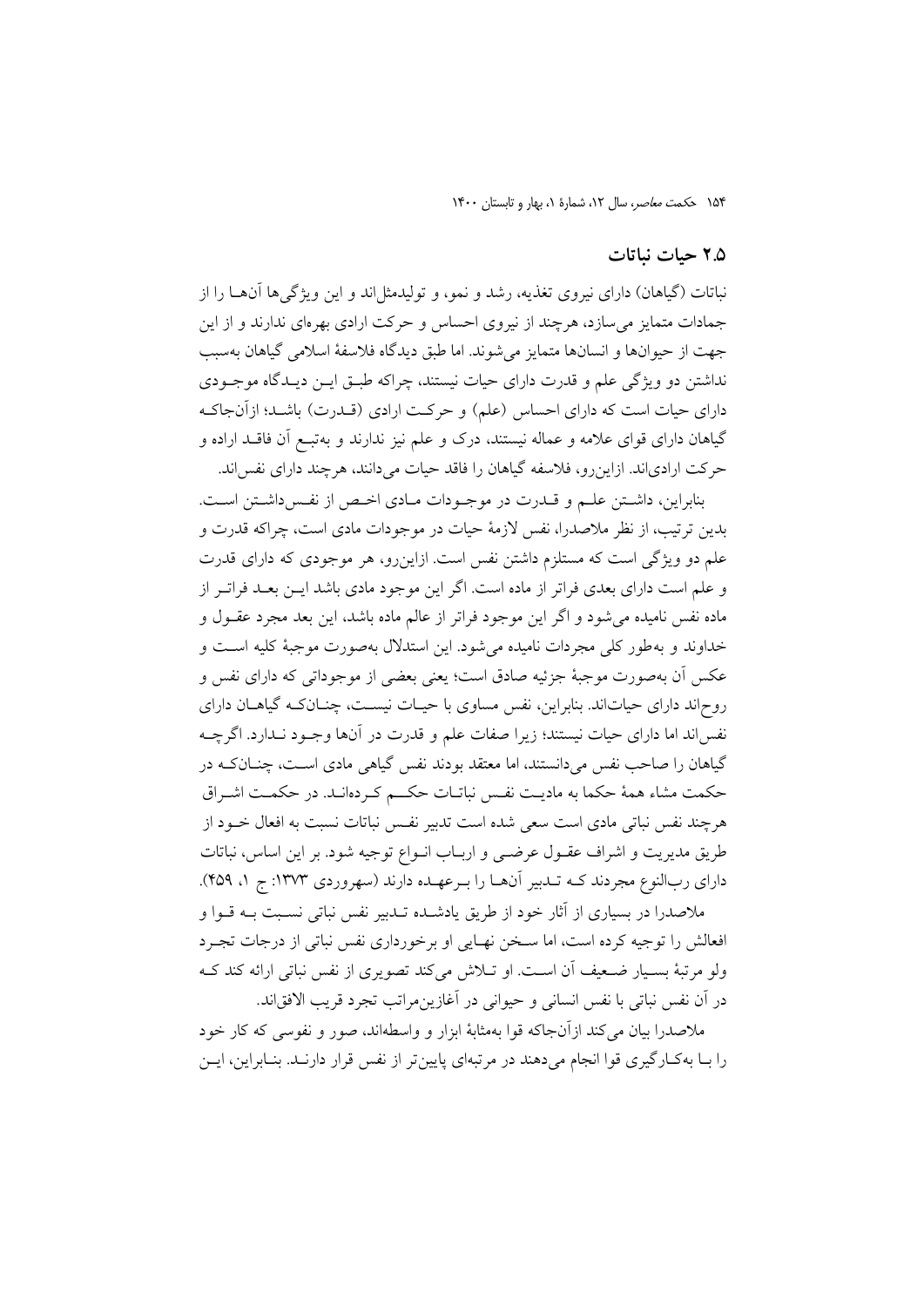## ۲.۵ حیات نباتات

نباتات (گیاهان) دارای نیروی تغذیه، رشد و نمو، و تولیدمثل‌اند و این ویژگی‌ها آن‌ها را از جمادات متمایز می‌سازد، هرچند از نیروی احساس و حرکت ارادی بهره‌ای ندارند و از این جهت از حیوان‌ها و انسان‌ها متمایز می‌شوند. اما طبق دیدگاه فلاسفهٔ اسلامی گیاهان به‌سبب نداشتن دو ویژگی علم و قدرت دارای حیات نیستند، چراکه طبق این دیدگاه موجودی دارای حیات است که دارای احساس (علم) و حرکت ارادی (قدرت) باشد؛ ازآن‌جاکه گیاهان دارای قوای علامه و عماله نیستند، درک و علم نیز ندارند و به‌تبع آن فاقد اراده و حرکت ارادی‌اند. ازاین‌رو، فلاسفه گیاهان را فاقد حیات می‌دانند، هرچند دارای نفس‌اند.

بنابراین، داشتن علم و قدرت در موجودات مادی اخص از نفس‌داشتن است. بدین ترتیب، از نظر ملاصدرا، نفس لازمهٔ حیات در موجودات مادی است، چراکه قدرت و علم دو ویژگی است که مستلزم داشتن نفس است. ازاین‌رو، هر موجودی که دارای قدرت و علم است دارای بعدی فراتر از ماده است. اگر این موجود مادی باشد این بعد فراتر از ماده نفس نامیده می‌شود و اگر این موجود فراتر از عالم ماده باشد، این بعد مجرد عقول و خداوند و به‌طور کلی مجردات نامیده می‌شود. این استدلال به‌صورت موجبهٔ کلیه است و عکس آن به‌صورت موجبهٔ جزئیه صادق است؛ یعنی بعضی از موجوداتی که دارای نفس و روح‌اند دارای حیات‌اند. بنابراین، نفس مساوی با حیات نیست، چنان‌که گیاهان دارای نفس‌اند اما دارای حیات نیستند؛ زیرا صفات علم و قدرت در آن‌ها وجود ندارد. اگرچه گیاهان را صاحب نفس می‌دانستند، اما معتقد بودند نفس گیاهی مادی است، چنان‌که در حکمت مشاء همهٔ حکما به مادیت نفس نباتات حکم کرده‌اند. در حکمت اشراق هرچند نفس نباتی مادی است سعی شده است تدبیر نفس نباتات نسبت به افعال خود از طریق مدیریت و اشراف عقول عرضی و ارباب انواع توجیه شود. بر این اساس، نباتات دارای رب‌النوع مجردند که تدبیر آن‌ها را برعهده دارند (سهروردی ۱۳۷۳: ج ۱، ۴۵۹).

ملاصدرا در بسیاری از آثار خود از طریق یادشده تدبیر نفس نباتی نسبت به قوا و افعالش را توجیه کرده است، اما سخن نهایی او برخورداری نفس نباتی از درجات تجرد ولو مرتبهٔ بسیار ضعیف آن است. او تلاش می‌کند تصویری از نفس نباتی ارائه کند که در آن نفس نباتی با نفس انسانی و حیوانی در آغازین‌مراتب تجرد قریب الافق‌اند.

ملاصدرا بیان می‌کند ازآن‌جاکه قوا به‌مثابهٔ ابزار و واسطه‌اند، صور و نفوسی که کار خود را با به‌کارگیری قوا انجام می‌دهند در مرتبه‌ای پایین‌تر از نفس قرار دارند. بنابراین، این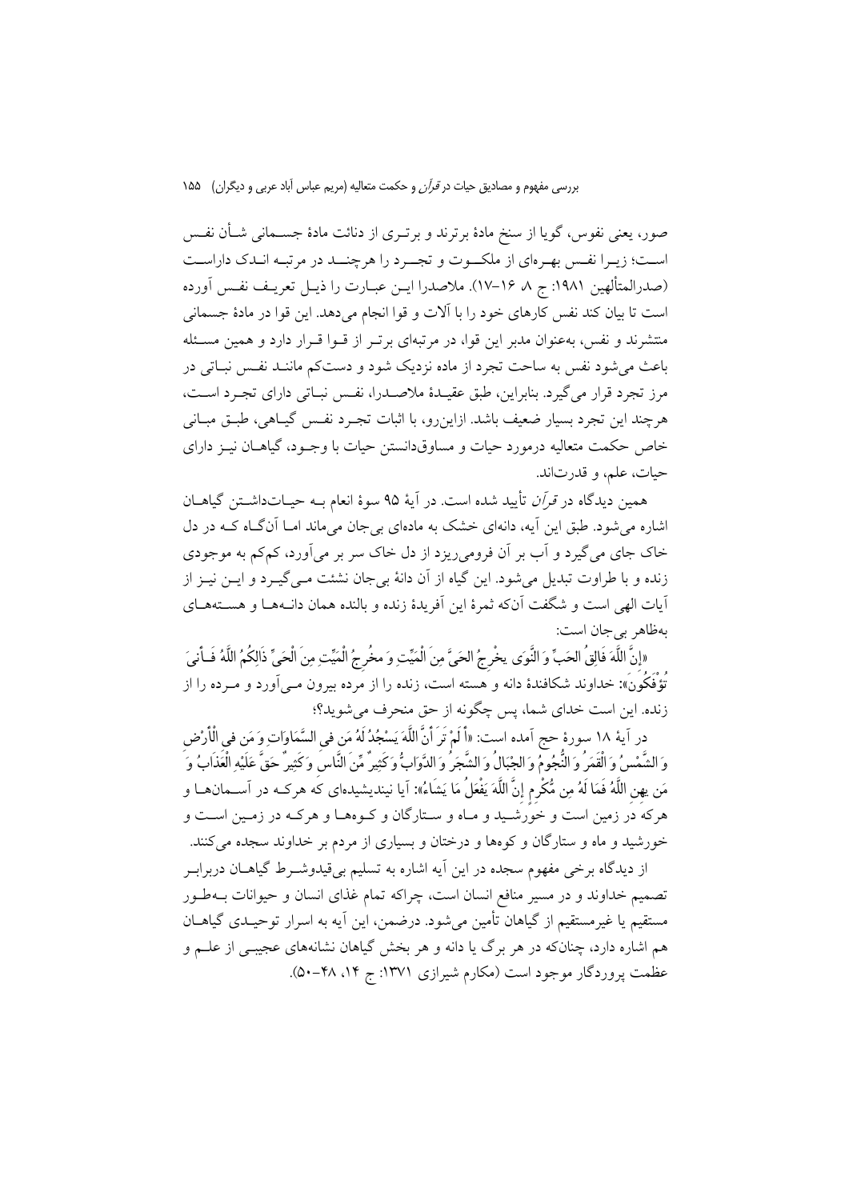صور، یعنی نفوس، گویا از سنخ مادهٔ برترند و برتری از دنائت مادهٔ جسمانی شأن نفس است؛ زیرا نفس بهره‌ای از ملکوت و تجرد را هرچند در مرتبه اندک داراست (صدرالمتألهین ۱۹۸۱: ج ۸، ۱۶-۱۷). ملاصدرا این عبارت را ذیل تعریف نفس آورده است تا بیان کند نفس کارهای خود را با آلات و قوا انجام می‌دهد. این قوا در مادهٔ جسمانی منتشرند و نفس، به‌عنوان مدبر این قوا، در مرتبه‌ای برتر از قوا قرار دارد و همین مسئله باعث می‌شود نفس به ساحت تجرد از ماده نزدیک شود و دست‌کم مانند نفس نباتی در مرز تجرد قرار می‌گیرد. بنابراین، طبق عقیدهٔ ملاصدرا، نفس نباتی دارای تجرد است، هرچند این تجرد بسیار ضعیف باشد. ازاین‌رو، با اثبات تجرد نفس گیاهی، طبق مبانی خاص حکمت متعالیه درمورد حیات و مساوق‌دانستن حیات با وجود، گیاهان نیز دارای حیات، علم، و قدرت‌اند.

همین دیدگاه در *قرآن* تأیید شده است. در آیهٔ ۹۵ سوهٔ انعام به حیات‌داشتن گیاهان اشاره می‌شود. طبق این آیه، دانه‌ای خشک به ماده‌ای بی‌جان می‌ماند اما آن‌گاه که در دل خاک جای می‌گیرد و آب بر آن فرومی‌ریزد از دل خاک سر بر می‌آورد، کم‌کم به موجودی زنده و با طراوت تبدیل می‌شود. این گیاه از آن دانهٔ بی‌جان نشئت می‌گیرد و این نیز از آیات الهی است و شگفت آن‌که ثمرهٔ این آفریدهٔ زنده و بالنده همان دانه‌ها و هسته‌های به‌ظاهر بی‌جان است:

«إِنَّ اللَّهَ فَالِقُ الحَبِّ وَ النَّوَى يخْرِجُ الحَيَّ مِنَ الْمَيِّتِ وَ مخْرِجُ الْمَيِّتِ مِنَ الْحَيِّ ذَالِكُمُ اللَّهُ فَأَنىَ تُؤْفَكُونَ»: خداوند شکافندهٔ دانه و هسته است، زنده را از مرده بیرون می‌آورد و مرده را از زنده. این است خدای شما، پس چگونه از حق منحرف می‌شوید؟؛

در آیهٔ ۱۸ سورهٔ حج آمده است: «أَ لَمْ تَرَ أَنَّ اللَّهَ يَسْجُدُ لَهُ مَن فىِ السَّمَاوَاتِ وَ مَن فىِ الْأَرْضِ وَ الشَّمْسُ وَ الْقَمَرُ وَ النُّجُومُ وَ الجِبَالُ وَ الشَّجَرُ وَ الدَّوَابُّ وَ كَثِيرٌ مِّنَ النَّاسِ وَ كَثِيرٌ حَقَّ عَلَيْهِ الْعَذَابُ وَ مَن يهِنِ اللَّهُ فَمَا لَهُ مِن مُّكْرِمٍ إِنَّ اللَّهَ يَفْعَلُ مَا يَشَاءُ»: آیا نیندیشیده‌ای که هرکه در آسمان‌ها و هرکه در زمین است و خورشید و ماه و ستارگان و کوه‌ها و هرکه در زمین است و خورشید و ماه و ستارگان و کوه‌ها و درختان و بسیاری از مردم بر خداوند سجده می‌کنند.

از دیدگاه برخی مفهوم سجده در این آیه اشاره به تسلیم بی‌قیدوشرط گیاهان دربرابر تصمیم خداوند و در مسیر منافع انسان است، چراکه تمام غذای انسان و حیوانات به‌طور مستقیم یا غیرمستقیم از گیاهان تأمین می‌شود. درضمن، این آیه به اسرار توحیدی گیاهان هم اشاره دارد، چنان‌که در هر برگ یا دانه و هر بخش گیاهان نشانه‌های عجیبی از علم و عظمت پروردگار موجود است (مکارم شیرازی ۱۳۷۱: ج ۱۴، ۴۸-۵۰).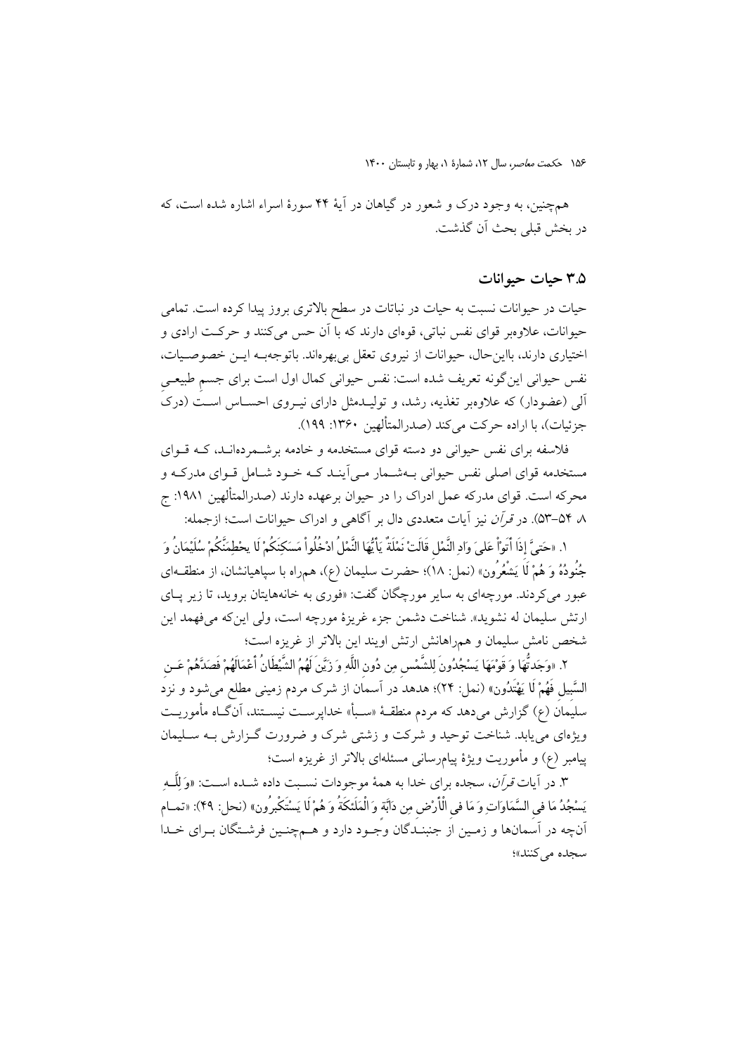همچنین، به وجود درک و شعور در گیاهان در آیهٔ ۴۴ سورهٔ اسراء اشاره شده است، که در بخش قبلی بحث آن گذشت.

### ۳.۵ حیات حیوانات

حیات در حیوانات نسبت به حیات در نباتات در سطح بالاتری بروز پیدا کرده است. تمامی حیوانات، علاوه‌بر قوای نفس نباتی، قوه‌ای دارند که با آن حس می‌کنند و حرکت ارادی و اختیاری دارند، بااین‌حال، حیوانات از نیروی تعقل بی‌بهره‌اند. باتوجه‌به این خصوصیات، نفس حیوانی این‌گونه تعریف شده است: نفس حیوانی کمال اول است برای جسمِ طبیعیِ آلی (عضودار) که علاوه‌بر تغذیه، رشد، و تولیدمثل دارای نیروی احساس است (درک جزئیات)، با اراده حرکت می‌کند (صدرالمتألهین ۱۳۶۰: ۱۹۹).

فلاسفه برای نفس حیوانی دو دسته قوای مستخدمه و خادمه برشمرده‌اند، که قوای مستخدمه قوای اصلی نفس حیوانی به‌شمار می‌آیند که خود شامل قوای مدرکه و محرکه است. قوای مدرکه عمل ادراک را در حیوان برعهده دارند (صدرالمتألهین ۱۹۸۱: ج ۸، ۵۴–۵۳). در *قرآن* نیز آیات متعددی دال بر آگاهی و ادراک حیوانات است؛ ازجمله:

۱. «حَتَّىٰ إِذَا أَتَوْا عَلَىٰ وَادِ النَّمْلِ قَالَتْ نَمْلَةٌ يَا أَيُّهَا النَّمْلُ ادْخُلُوا مَسَاكِنَكُمْ لَا يَحْطِمَنَّكُمْ سُلَيْمَانُ وَجُنُودُهُ وَهُمْ لَا يَشْعُرُونَ» (نمل: ۱۸)؛ حضرت سلیمان (ع)، همراه با سپاهیانشان، از منطقه‌ای عبور می‌کردند. مورچه‌ای به سایر مورچگان گفت: «فوری به خانه‌هایتان بروید، تا زیر پای ارتش سلیمان له نشوید». شناخت دشمن جزء غریزهٔ مورچه است، ولی این‌که می‌فهمد این شخص نامش سلیمان و همراهانش ارتش اویند این بالاتر از غریزه است؛

۲. «وَجَدتُّهَا وَقَوْمَهَا يَسْجُدُونَ لِلشَّمْسِ مِن دُونِ اللَّهِ وَزَيَّنَ لَهُمُ الشَّيْطَانُ أَعْمَالَهُمْ فَصَدَّهُمْ عَنِ السَّبِيلِ فَهُمْ لَا يَهْتَدُونَ» (نمل: ۲۴)؛ هدهد در آسمان از شرک مردم زمینی مطلع می‌شود و نزد سلیمان (ع) گزارش می‌دهد که مردم منطقهٔ «سبأ» خداپرست نیستند، آن‌گاه مأموریت ویژه‌ای می‌یابد. شناخت توحید و شرکت و زشتی شرک و ضرورت گزارش به سلیمان پیامبر (ع) و مأموریت ویژهٔ پیام‌رسانی مسئله‌ای بالاتر از غریزه است؛

۳. در آیات *قرآن*، سجده برای خدا به همهٔ موجودات نسبت داده شده است: «وَلِلَّهِ يَسْجُدُ مَا فِي السَّمَاوَاتِ وَمَا فِي الْأَرْضِ مِن دَابَّةٍ وَالْمَلَائِكَةُ وَهُمْ لَا يَسْتَكْبِرُونَ» (نحل: ۴۹): «تمام آن‌چه در آسمان‌ها و زمین از جنبندگان وجود دارد و همچنین فرشتگان برای خدا سجده می‌کنند»؛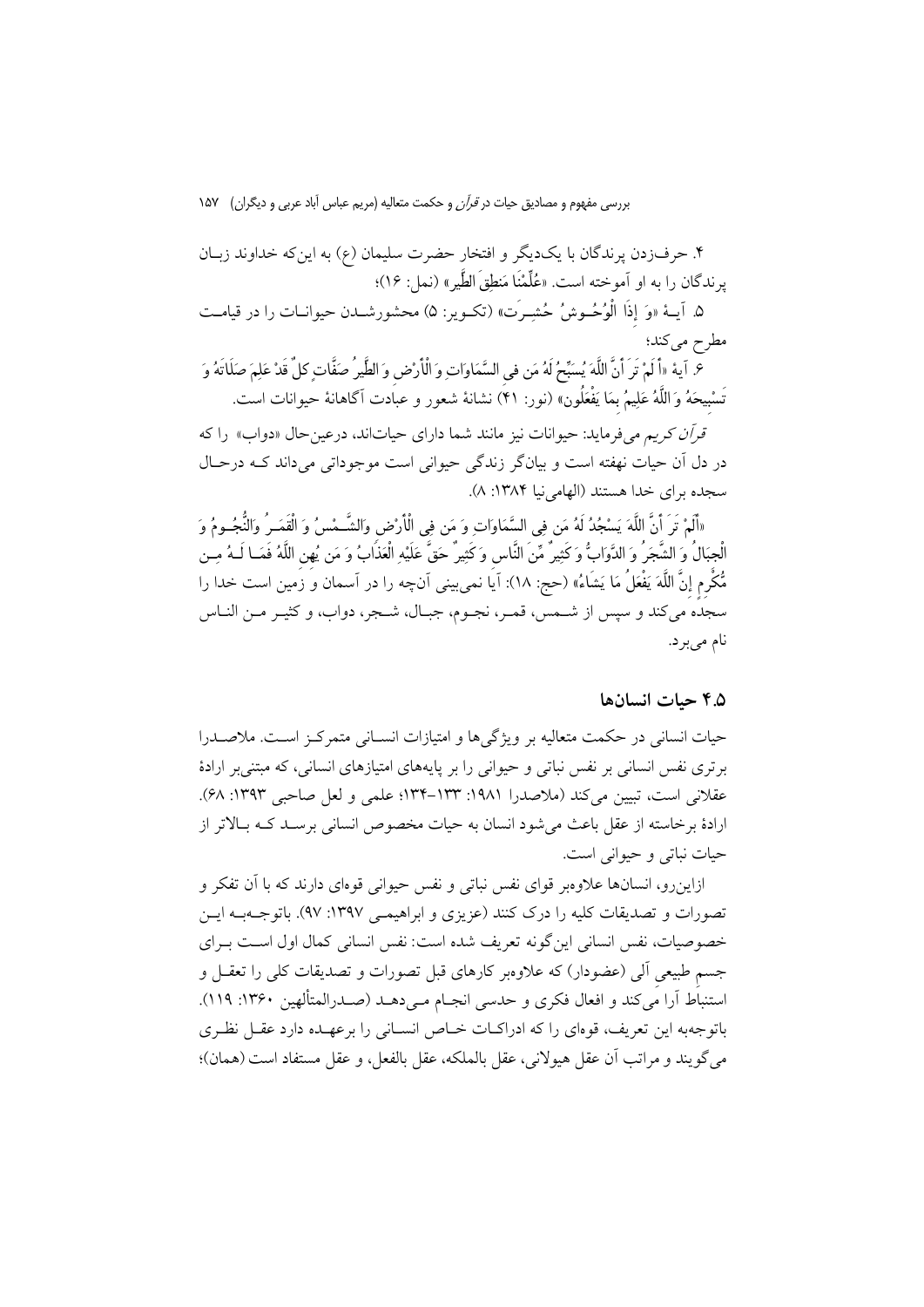۴. حرف‌زدن پرندگان با یک‌دیگر و افتخار حضرت سلیمان (ع) به این‌که خداوند زبـان پرندگان را به او آموخته است. «عُلِّمْنَا مَنطِقَ الطَّیر» (نمل: ۱۶)؛

۵. آیـهٔ «وَ إِذَا الْوُحُـوشُ حُشِـرَت» (تکـویر: ۵) محشورشــدن حیوانـات را در قیامـت مطرح می‌کند؛

۶. آیهٔ «أَ لَمْ تَرَ أَنَّ اللَّهَ يُسَبِّحُ لَهُ مَن فِي السَّمَاوَاتِ وَ الْأَرْضِ وَ الطَّيرُ صَفَّاتٍ كلٌّ قَدْ عَلِمَ صَلَاتَهُ وَ تَسْبِيحَهُ وَ اللَّهُ عَلِيمُ بِمَا يَفْعَلُون» (نور: ۴۱) نشانهٔ شعور و عبادت آگاهانهٔ حیوانات است.

*قرآن کریم* می‌فرماید: حیوانات نیز مانند شما دارای حیات‌اند، درعین‌حال «دواب» را که در دل آن حیات نهفته است و بیانگر زندگی حیوانی است موجوداتی می‌داند کـه درحـال سجده برای خدا هستند (الهامی‌نیا ۱۳۸۴: ۸).

«أَلَمْ تَرَ أَنَّ اللَّهَ يَسْجُدُ لَهُ مَن فِي السَّمَاوَاتِ وَ مَن فِي الْأَرْضِ وَالشَّـمْسُ وَ الْقَمَـرُ وَالنُّجُـومُ وَ الْجِبَالُ وَ الشَّجَرُ وَ الدَّوَابُّ وَ كَثِيرٌ مِّنَ النَّاسِ وَ كَثِيرٌ حَقَّ عَلَيْهِ الْعَذَابُ وَ مَن يُهِنِ اللَّهُ فَمَـا لَـهُ مِـن مُّكْرِمٍ إِنَّ اللَّهَ يَفْعَلُ مَا يَشَاءُ» (حج: ۱۸): آیا نمی‌بینی آنچه را در آسمان و زمین است خدا را سجده می‌کند و سپس از شـمس، قمـر، نجـوم، جبـال، شـجر، دواب، و کثیـر مـن النـاس نام می‌برد.

## ۴.۵ حیات انسان‌ها

حیات انسانی در حکمت متعالیه بر ویژگی‌ها و امتیازات انسـانی متمرکـز اسـت. ملاصـدرا برتری نفس انسانی بر نفس نباتی و حیوانی را بر پایه‌های امتیازهای انسانی، که مبتنی‌بر ارادهٔ عقلانی است، تبیین می‌کند (ملاصدرا ۱۹۸۱: ۱۳۳-۱۳۴؛ علمی و لعل صاحبی ۱۳۹۳: ۶۸). ارادهٔ برخاسته از عقل باعث می‌شود انسان به حیات مخصوص انسانی برسـد کـه بـالاتر از حیات نباتی و حیوانی است.

ازاین‌رو، انسان‌ها علاوه‌بر قوای نفس نباتی و نفس حیوانی قوه‌ای دارند که با آن تفکر و تصورات و تصدیقات کلیه را درک کنند (عزیزی و ابراهیمـی ۱۳۹۷: ۹۷). باتوجـه‌بـه ایـن خصوصیات، نفس انسانی این‌گونه تعریف شده است: نفس انسانی کمال اول اسـت بـرای جسم طبیعی آلی (عضودار) که علاوه‌بر کارهای قبل تصورات و تصدیقات کلی را تعقـل و استنباط آرا می‌کند و افعال فکری و حدسی انجـام مـی‌دهـد (صـدرالمتألهین ۱۳۶۰: ۱۱۹). باتوجه‌به این تعریف، قوه‌ای را که ادراکـات خـاص انسـانی را برعهـده دارد عقـل نظـری می‌گویند و مراتب آن عقل هیولانی، عقل بالملکه، عقل بالفعل، و عقل مستفاد است (همان)؛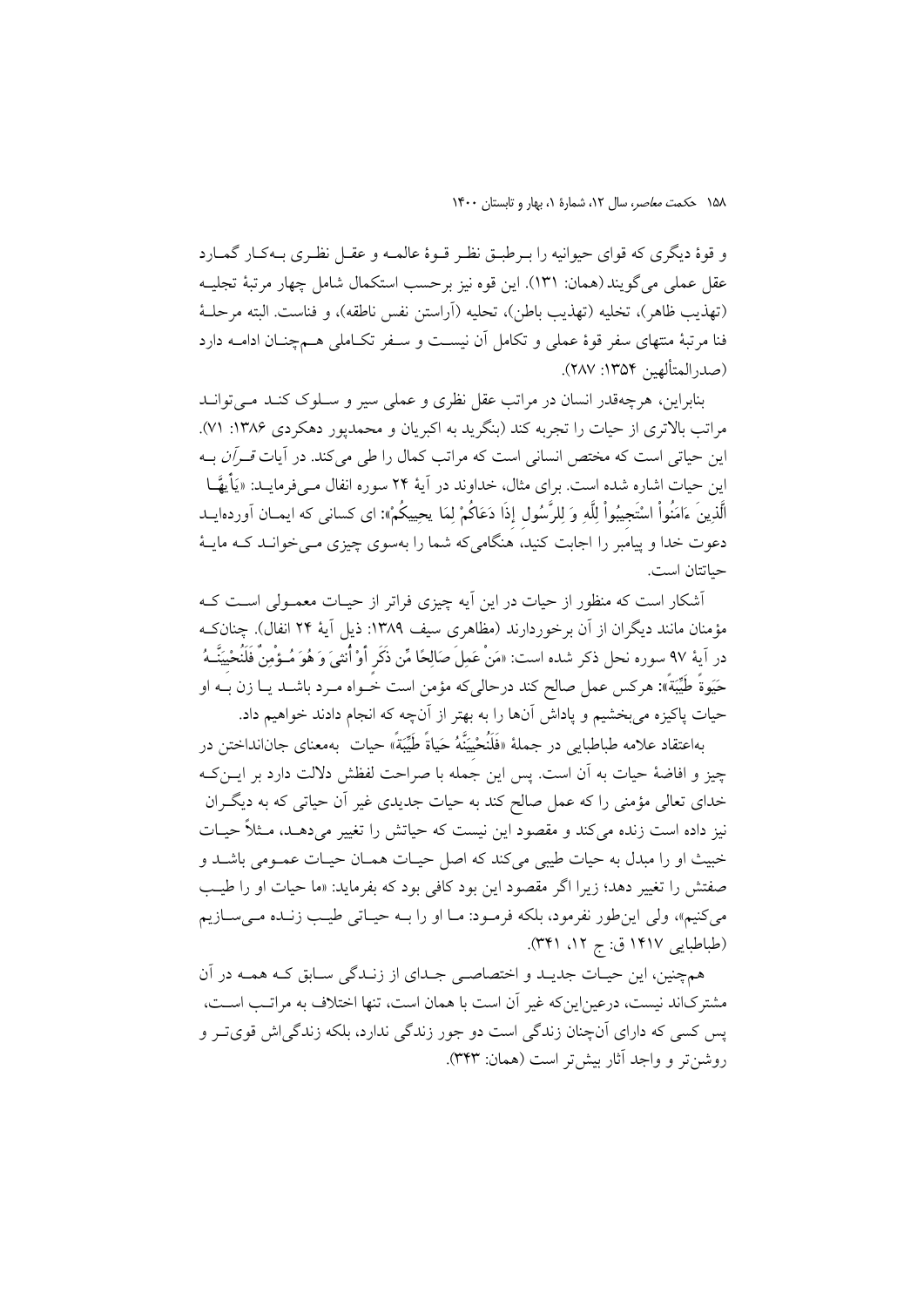و قوهٔ دیگری که قوای حیوانیه را برطبق نظر قوهٔ عالمه و عقل نظری به‌کار گمارد عقل عملی می‌گویند (همان: ۱۳۱). این قوه نیز برحسب استکمال شامل چهار مرتبهٔ تجلیه (تهذیب ظاهر)، تخلیه (تهذیب باطن)، تحلیه (آراستن نفس ناطقه)، و فناست. البته مرحلهٔ فنا مرتبهٔ منتهای سفر قوهٔ عملی و تکامل آن نیست و سفر تکاملی هم‌چنان ادامه دارد (صدرالمتألهین ۱۳۵۴: ۲۸۷).

بنابراین، هرچه‌قدر انسان در مراتب عقل نظری و عملی سیر و سلوک کند می‌تواند مراتب بالاتری از حیات را تجربه کند (بنگرید به اکبریان و محمدپور دهکردی ۱۳۸۶: ۷۱). این حیاتی است که مختص انسانی است که مراتب کمال را طی می‌کند. در آیات *قرآن* به این حیات اشاره شده است. برای مثال، خداوند در آیهٔ ۲۴ سوره انفال می‌فرماید: «يَأَيُّهَا الَّذِينَ ءَامَنُواْ اسْتَجِيبُواْ لِلَّهِ وَ لِلرَّسُولِ إِذَا دَعَاكُمْ لِمَا يحيِيكُمْ»: ای کسانی که ایمان آورده‌اید دعوت خدا و پیامبر را اجابت کنید، هنگامی‌که شما را به‌سوی چیزی می‌خوانند که مایهٔ حیاتتان است.

آشکار است که منظور از حیات در این آیه چیزی فراتر از حیات معمولی است که مؤمنان مانند دیگران از آن برخوردارند (مظاهری سیف ۱۳۸۹: ذیل آیهٔ ۲۴ انفال). چنان‌که در آیهٔ ۹۷ سوره نحل ذکر شده است: «مَنْ عَمِلَ صَالِحًا مِّن ذَكَرٍ أَوْ أُنثىَ وَ هُوَ مُؤْمِنٌ فَلَنُحْيِيَنَّهُ حَيَوةً طَيِّبَةً»: هرکس عمل صالح کند درحالی‌که مؤمن است خواه مرد باشد یا زن به او حیات پاکیزه می‌بخشیم و پاداش آن‌ها را به بهتر از آن‌چه که انجام دادند خواهیم داد.

به‌اعتقاد علامه طباطبایی در جملهٔ «فَلَنُحْيِيَنَّهُ حَياةً طَيِّبَةً» حیات به‌معنای جان‌انداختن در چیز و افاضهٔ حیات به آن است. پس این جمله با صراحت لفظش دلالت دارد بر این‌که خدای تعالی مؤمنی را که عمل صالح کند به حیات جدیدی غیر آن حیاتی که به دیگران نیز داده است زنده می‌کند و مقصود این نیست که حیاتش را تغییر می‌دهد، مثلاً حیات خبیث او را مبدل به حیات طیبی می‌کند که اصل حیات همان حیات عمومی باشد و صفتش را تغییر دهد؛ زیرا اگر مقصود این بود کافی بود که بفرماید: «ما حیات او را طیب می‌کنیم»، ولی این‌طور نفرمود، بلکه فرمود: ما او را به حیاتی طیب زنده می‌سازیم (طباطبایی ۱۴۱۷ ق: ج ۱۲، ۳۴۱).

هم‌چنین، این حیات جدید و اختصاصی جدای از زندگی سابق که همه در آن مشترک‌اند نیست، درعین‌این‌که غیر آن است با همان است، تنها اختلاف به مراتب است، پس کسی که دارای آن‌چنان زندگی است دو جور زندگی ندارد، بلکه زندگی‌اش قوی‌تر و روشن‌تر و واجد آثار بیش‌تر است (همان: ۳۴۳).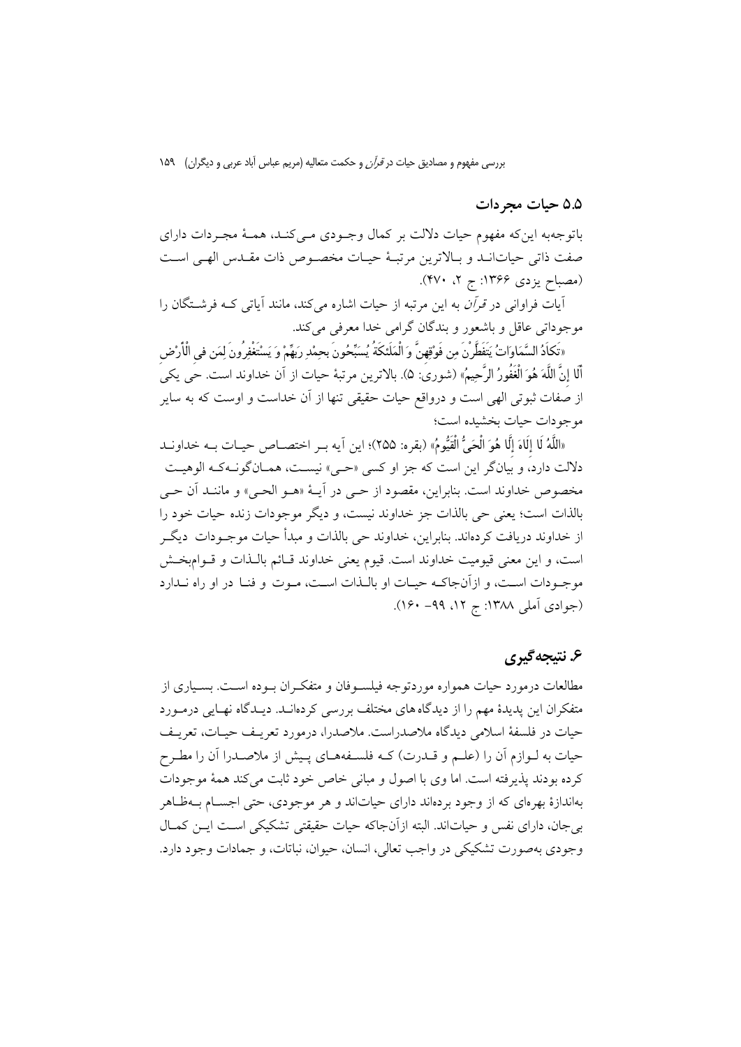## ۵.۵ حیات مجردات

باتوجه‌به این‌که مفهوم حیات دلالت بر کمال وجودی می‌کند، همهٔ مجردات دارای صفت ذاتی حیات‌اند و بالاترین مرتبهٔ حیات مخصوص ذات مقدس الهی است (مصباح یزدی ۱۳۶۶: ج ۲، ۴۷۰).

آیات فراوانی در *قرآن* به این مرتبه از حیات اشاره می‌کند، مانند آیاتی که فرشتگان را موجوداتی عاقل و باشعور و بندگان گرامی خدا معرفی می‌کند.

«تَكَادُ السَّمَاوَاتُ يَتَفَطَّرْنَ مِن فَوْقِهِنَّ وَالْمَلَائِكَةُ يُسَبِّحُونَ بِحَمْدِ رَبِّهِمْ وَيَسْتَغْفِرُونَ لِمَن فِي الْأَرْضِ أَلَا إِنَّ اللَّهَ هُوَ الْغَفُورُ الرَّحِيمُ» (شوری: ۵). بالاترین مرتبهٔ حیات از آن خداوند است. حی یکی از صفات ثبوتی الهی است و درواقع حیات حقیقی تنها از آن خداست و اوست که به سایر موجودات حیات بخشیده است؛

«اللَّهُ لَا إِلَٰهَ إِلَّا هُوَ الْحَيُّ الْقَيُّومُ» (بقره: ۲۵۵)؛ این آیه بر اختصاص حیات به خداوند دلالت دارد، و بیانگر این است که جز او کسی «حی» نیست، همان‌گونه‌که الوهیت مخصوص خداوند است. بنابراین، مقصود از حی در آیهٔ «هو الحی» و مانند آن حی بالذات است؛ یعنی حی بالذات جز خداوند نیست، و دیگر موجودات زنده حیات خود را از خداوند دریافت کرده‌اند. بنابراین، خداوند حی بالذات و مبدأ حیات موجودات دیگر است، و این معنی قیومیت خداوند است. قیوم یعنی خداوند قائم بالذات و قوام‌بخش موجودات است، و ازآن‌جاکه حیات او بالذات است، موت و فنا در او راه ندارد (جوادی آملی ۱۳۸۸: ج ۱۲، ۹۹- ۱۶۰).

## ۶. نتیجه‌گیری

مطالعات درمورد حیات همواره موردتوجه فیلسوفان و متفکران بوده است. بسیاری از متفکران این پدیدهٔ مهم را از دیدگاه‌های مختلف بررسی کرده‌اند. دیدگاه نهایی درمورد حیات در فلسفهٔ اسلامی دیدگاه ملاصدراست. ملاصدرا، درمورد تعریف حیات، تعریف حیات به لوازم آن را (علم و قدرت) که فلسفه‌های پیش از ملاصدرا آن را مطرح کرده بودند پذیرفته است. اما وی با اصول و مبانی خاص خود ثابت می‌کند همهٔ موجودات به‌اندازهٔ بهره‌ای که از وجود برده‌اند دارای حیات‌اند و هر موجودی، حتی اجسام به‌ظاهر بی‌جان، دارای نفس و حیات‌اند. البته ازآن‌جاکه حیات حقیقتی تشکیکی است این کمال وجودی به‌صورت تشکیکی در واجب تعالی، انسان، حیوان، نباتات، و جمادات وجود دارد.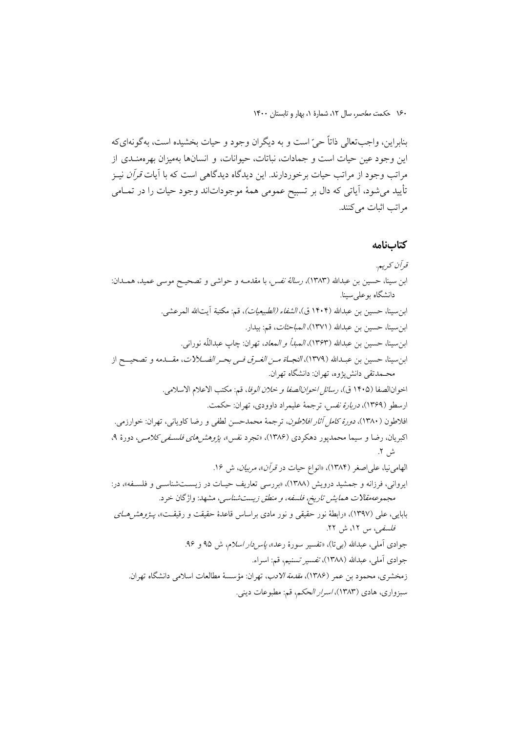بنابراین، واجب‌تعالی ذاتاً حیّ است و به دیگران وجود و حیات بخشیده است، به‌گونه‌ای‌که این وجود عین حیات است و جمادات، نباتات، حیوانات، و انسان‌ها به‌میزان بهره‌مندی از مراتب وجود از مراتب حیات برخوردارند. این دیدگاه دیدگاهی است که با آیات *قرآن* نیز تأیید می‌شود، آیاتی که دال بر تسبیح عمومی همهٔ موجودات‌اند وجود حیات را در تمامی مراتب اثبات می‌کنند.

## کتاب‌نامه

*قرآن کریم.*

ابن سینا، حسین بن عبدالله (۱۳۸۳)، *رسالهٔ نفس*، با مقدمه و حواشی و تصحیح موسی عمید، همدان: دانشگاه بوعلی‌سینا.

ابن‌سینا، حسین بن عبدالله (۱۴۰۴ ق)، *الشفاء (الطبیعیات)*، قم: مکتبة آیت‌الله المرعشی.

ابن‌سینا، حسین بن عبدالله (۱۳۷۱)، *المباحثات*، قم: بیدار.

ابن‌سینا، حسین بن عبدالله (۱۳۶۳)، *المبدأ و المعاد*، تهران: چاپ عبداللّه نورانی.

ابن‌سینا، حسین بن عبدالله (۱۳۷۹)، *النجاة من الغرق فی بحر الضلالات*، مقدمه و تصحیح از محمدتقی دانش‌پژوه، تهران: دانشگاه تهران.

اخوان‌الصفا (۱۴۰۵ ق)، *رسائل اخوان‌الصفا و خلان الوفا*، قم: مکتب الاعلام الاسلامی.

ارسطو (۱۳۶۹)، *دربارهٔ نفس*، ترجمهٔ علیمراد داوودی، تهران: حکمت.

افلاطون (۱۳۸۰)، *دورهٔ کامل آثار افلاطون*، ترجمهٔ محمدحسن لطفی و رضا کاویانی، تهران: خوارزمی.

اکبریان، رضا و سیما محمدپور دهکردی (۱۳۸۶)، «تجرد نفس»، *پژوهش‌های فلسفی کلامی*، دورهٔ ۹، ش ۲.

الهامی‌نیا، علی‌اصغر (۱۳۸۴)، «انواع حیات در *قرآن*»، *مربیان*، ش ۱۶.

ایروانی، فرزانه و جمشید درویش (۱۳۸۸)، «بررسی تعاریف حیات در زیست‌شناسی و فلسفه»، در: *مجموعه‌مقالات همایش تاریخ، فلسفه، و منطق زیست‌شناسی*، مشهد: واژگان خرد.

بابایی، علی (۱۳۹۷)، «رابطهٔ نور حقیقی و نور مادی براساس قاعدهٔ حقیقت و رقیقت»، *پژوهش‌های فلسفی*، س ۱۲، ش ۲۲.

جوادی آملی، عبدالله (بی‌تا)، «تفسیر سورهٔ رعد»، *پاس‌دار اسلام*، ش ۹۵ و ۹۶.

جوادی آملی، عبدالله (۱۳۸۸)، *تفسیر تسنیم*، قم: اسراء.

زمخشری، محمود بن عمر (۱۳۸۶)، *مقدمة الادب*، تهران: مؤسسهٔ مطالعات اسلامی دانشگاه تهران.

سبزواری، هادی (۱۳۸۳)، *اسرار الحکم*، قم: مطبوعات دینی.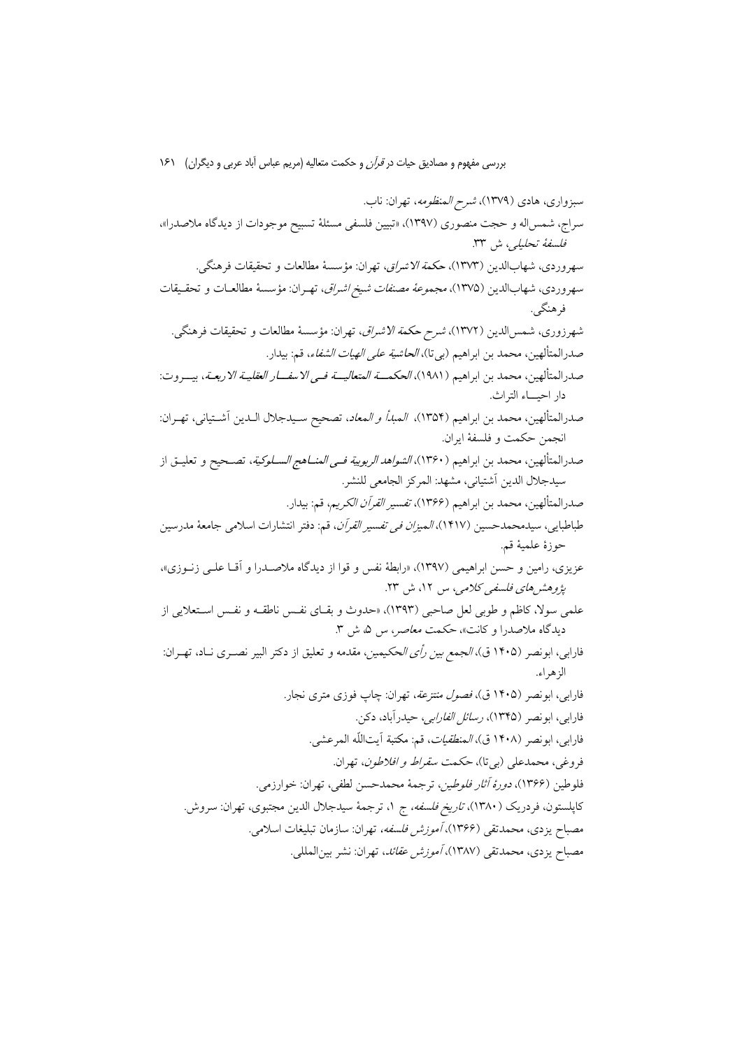سبزواری، هادی (۱۳۷۹)، *شرح المنظومه*، تهران: ناب.

سراج، شمس‌اله و حجت منصوری (۱۳۹۷)، «تبیین فلسفی مسئلهٔ تسبیح موجودات از دیدگاه ملاصدرا»، *فلسفهٔ تحلیلی*، ش ۳۳.

سهروردی، شهاب‌الدین (۱۳۷۳)، *حکمة الاشراق*، تهران: مؤسسهٔ مطالعات و تحقیقات فرهنگی.

سهروردی، شهاب‌الدین (۱۳۷۵)، *مجموعهٔ مصنفات شیخ اشراق*، تهران: مؤسسهٔ مطالعات و تحقیقات فرهنگی.

شهرزوری، شمس‌الدین (۱۳۷۲)، *شرح حکمة الاشراق*، تهران: مؤسسهٔ مطالعات و تحقیقات فرهنگی.

صدرالمتألهین، محمد بن ابراهیم (بی تا)، *الحاشیة علی الهیات الشفاء*، قم: بیدار.

صدرالمتألهین، محمد بن ابراهیم (۱۹۸۱)، *الحکمة المتعالیة فی الاسفار العقلیة الاربعة*، بیروت: دار احیاء التراث.

صدرالمتألهین، محمد بن ابراهیم (۱۳۵۴)، *المبدأ و المعاد*، تصحیح سیدجلال الدین آشتیانی، تهران: انجمن حکمت و فلسفهٔ ایران.

صدرالمتألهین، محمد بن ابراهیم (۱۳۶۰)، *الشواهد الربوبیة فی المناهج السلوکیة*، تصحیح و تعلیق از سیدجلال الدین آشتیانی، مشهد: المرکز الجامعی للنشر.

صدرالمتألهین، محمد بن ابراهیم (۱۳۶۶)، *تفسیر القرآن الکریم*، قم: بیدار.

طباطبایی، سیدمحمدحسین (۱۴۱۷)، *المیزان فی تفسیر القرآن*، قم: دفتر انتشارات اسلامی جامعهٔ مدرسین حوزهٔ علمیهٔ قم.

عزیزی، رامین و حسن ابراهیمی (۱۳۹۷)، «رابطهٔ نفس و قوا از دیدگاه ملاصدرا و آقا علی زنوزی»، *پژوهش‌های فلسفی کلامی*، س ۱۲، ش ۲۳.

علمی سولا، کاظم و طوبی لعل صاحبی (۱۳۹۳)، «حدوث و بقای نفس ناطقه و نفس استعلایی از دیدگاه ملاصدرا و کانت»، *حکمت معاصر*، س ۵، ش ۳.

فارابی، ابونصر (۱۴۰۵ ق)، *الجمع بین رأی الحکیمین*، مقدمه و تعلیق از دکتر البیر نصری ناد، تهران: الزهراء.

فارابی، ابونصر (۱۴۰۵ ق)، *فصول منتزعة*، تهران: چاپ فوزی متری نجار.

فارابی، ابونصر (۱۳۴۵)، *رسائل الفارابی*، حیدرآباد، دکن.

فارابی، ابونصر (۱۴۰۸ ق)، *المنطقیات*، قم: مکتبة آیت‌اللّه المرعشی.

فروغی، محمدعلی (بی تا)، *حکمت سقراط و افلاطون*، تهران.

فلوطین (۱۳۶۶)، *دورهٔ آثار فلوطین*، ترجمهٔ محمدحسن لطفی، تهران: خوارزمی.

کاپلستون، فردریک (۱۳۸۰)، *تاریخ فلسفه*، ج ۱، ترجمهٔ سیدجلال الدین مجتبوی، تهران: سروش.

مصباح یزدی، محمدتقی (۱۳۶۶)، *آموزش فلسفه*، تهران: سازمان تبلیغات اسلامی.

مصباح یزدی، محمدتقی (۱۳۸۷)، *آموزش عقائد*، تهران: نشر بین‌المللی.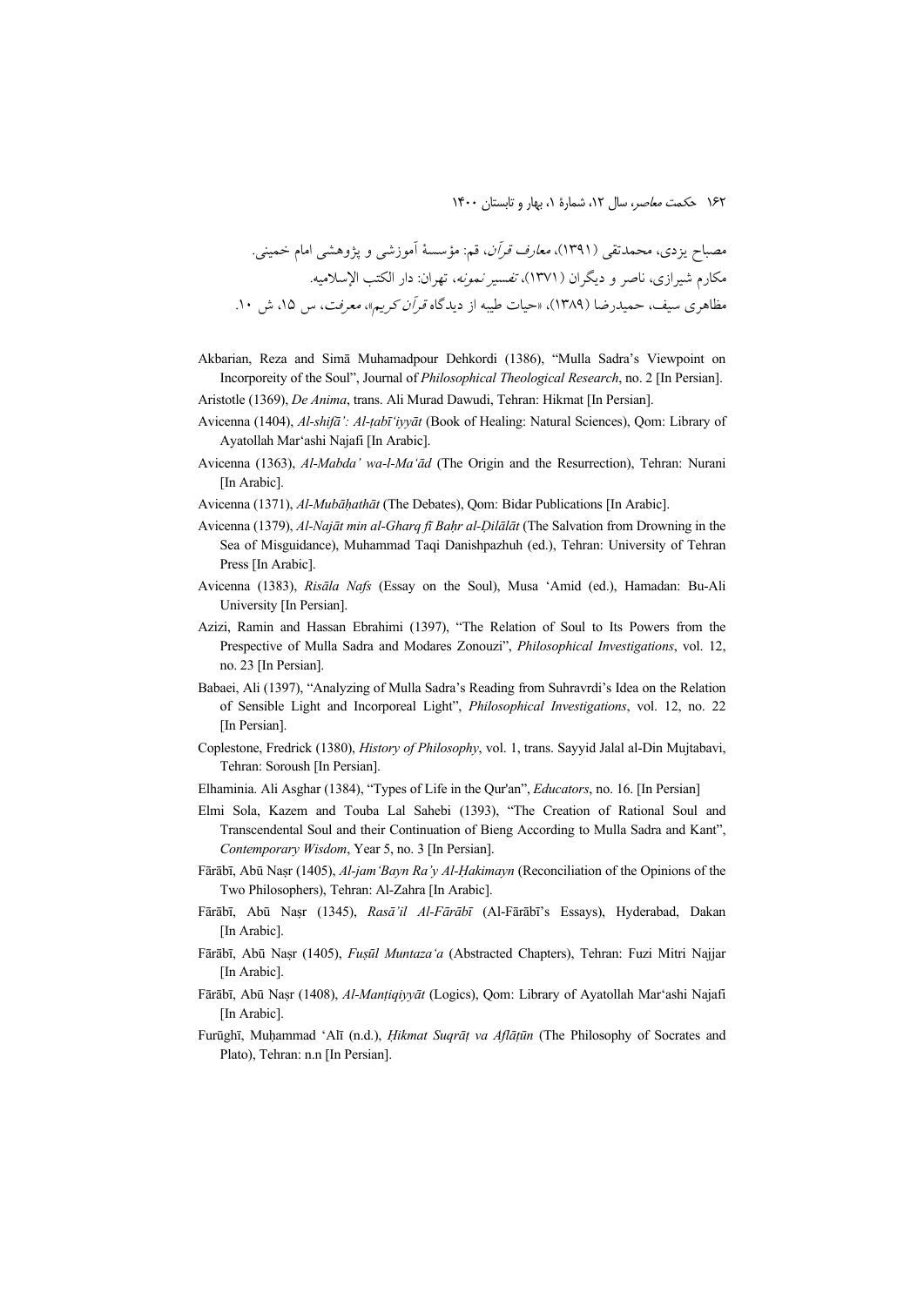مصباح یزدی، محمدتقی (۱۳۹۱)، *معارف قرآن*، قم: مؤسسهٔ آموزشی و پژوهشی امام خمینی.

مکارم شیرازی، ناصر و دیگران (۱۳۷۱)، *تفسیر نمونه*، تهران: دار الکتب الإسلامیه.

مظاهری سیف، حمیدرضا (۱۳۸۹)، «حیات طیبه از دیدگاه *قرآن کریم*»، *معرفت*، س ۱۵، ش ۱۰.

Akbarian, Reza and Simā Muhamadpour Dehkordi (1386), "Mulla Sadra's Viewpoint on Incorporeity of the Soul", Journal of *Philosophical Theological Research*, no. 2 [In Persian].

Aristotle (1369), *De Anima*, trans. Ali Murad Dawudi, Tehran: Hikmat [In Persian].

Avicenna (1404), *Al-shifā': Al-ṭabī'iyyāt* (Book of Healing: Natural Sciences), Qom: Library of Ayatollah Mar'ashi Najafi [In Arabic].

Avicenna (1363), *Al-Mabda' wa-l-Ma'ād* (The Origin and the Resurrection), Tehran: Nurani [In Arabic].

Avicenna (1371), *Al-Mubāḥathāt* (The Debates), Qom: Bidar Publications [In Arabic].

Avicenna (1379), *Al-Najāt min al-Gharq fī Baḥr al-Ḍilālāt* (The Salvation from Drowning in the Sea of Misguidance), Muhammad Taqi Danishpazhuh (ed.), Tehran: University of Tehran Press [In Arabic].

Avicenna (1383), *Risāla Nafs* (Essay on the Soul), Musa 'Amid (ed.), Hamadan: Bu-Ali University [In Persian].

Azizi, Ramin and Hassan Ebrahimi (1397), "The Relation of Soul to Its Powers from the Prespective of Mulla Sadra and Modares Zonouzi", *Philosophical Investigations*, vol. 12, no. 23 [In Persian].

Babaei, Ali (1397), "Analyzing of Mulla Sadra's Reading from Suhravrdi's Idea on the Relation of Sensible Light and Incorporeal Light", *Philosophical Investigations*, vol. 12, no. 22 [In Persian].

Coplestone, Fredrick (1380), *History of Philosophy*, vol. 1, trans. Sayyid Jalal al-Din Mujtabavi, Tehran: Soroush [In Persian].

Elhaminia. Ali Asghar (1384), "Types of Life in the Qur'an", *Educators*, no. 16. [In Persian]

Elmi Sola, Kazem and Touba Lal Sahebi (1393), "The Creation of Rational Soul and Transcendental Soul and their Continuation of Bieng According to Mulla Sadra and Kant", *Contemporary Wisdom*, Year 5, no. 3 [In Persian].

Fārābī, Abū Naṣr (1405), *Al-jam'Bayn Ra'y Al-Hakimayn* (Reconciliation of the Opinions of the Two Philosophers), Tehran: Al-Zahra [In Arabic].

Fārābī, Abū Naṣr (1345), *Rasā'il Al-Fārābī* (Al-Fārābī's Essays), Hyderabad, Dakan [In Arabic].

Fārābī, Abū Naṣr (1405), *Fuṣūl Muntaza'a* (Abstracted Chapters), Tehran: Fuzi Mitri Najjar [In Arabic].

Fārābī, Abū Naṣr (1408), *Al-Manṭiqiyyāt* (Logics), Qom: Library of Ayatollah Mar'ashi Najafi [In Arabic].

Furūghī, Muḥammad 'Alī (n.d.), *Ḥikmat Suqrāṭ va Aflāṭūn* (The Philosophy of Socrates and Plato), Tehran: n.n [In Persian].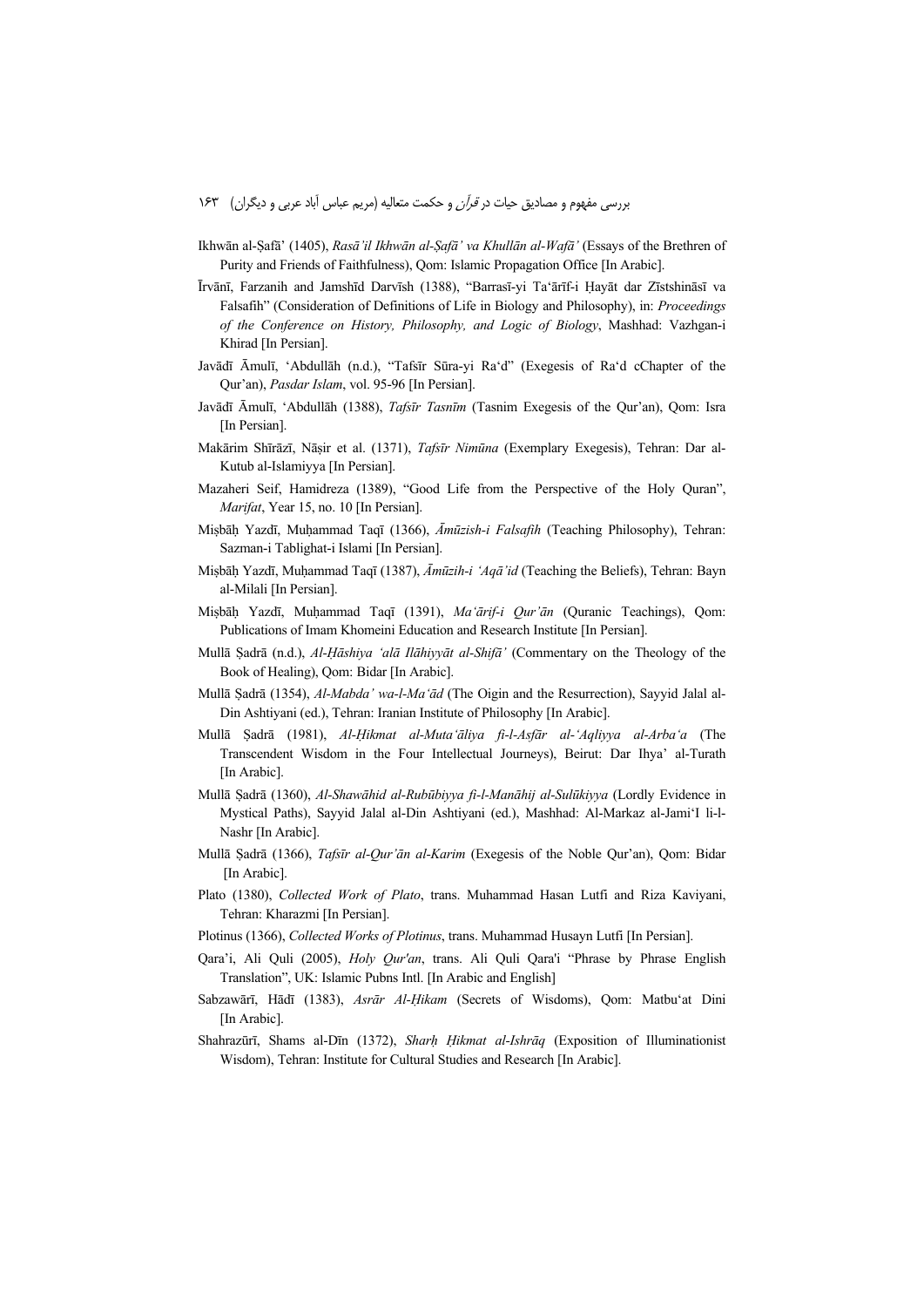Ikhwān al-Ṣafā' (1405), *Rasā'il Ikhwān al-Ṣafā' va Khullān al-Wafā'* (Essays of the Brethren of Purity and Friends of Faithfulness), Qom: Islamic Propagation Office [In Arabic].

Īrvānī, Farzanih and Jamshīd Darvīsh (1388), "Barrasī-yi Ta'ārīf-i Ḥayāt dar Zīstshināsī va Falsafih" (Consideration of Definitions of Life in Biology and Philosophy), in: *Proceedings of the Conference on History, Philosophy, and Logic of Biology*, Mashhad: Vazhgan-i Khirad [In Persian].

Javādī Āmulī, 'Abdullāh (n.d.), "Tafsīr Sūra-yi Ra'd" (Exegesis of Ra'd cChapter of the Qur'an), *Pasdar Islam*, vol. 95-96 [In Persian].

Javādī Āmulī, 'Abdullāh (1388), *Tafsīr Tasnīm* (Tasnim Exegesis of the Qur'an), Qom: Isra [In Persian].

Makārim Shīrāzī, Nāṣir et al. (1371), *Tafsīr Nimūna* (Exemplary Exegesis), Tehran: Dar al-Kutub al-Islamiyya [In Persian].

Mazaheri Seif, Hamidreza (1389), "Good Life from the Perspective of the Holy Quran", *Marifat*, Year 15, no. 10 [In Persian].

Miṣbāḥ Yazdī, Muḥammad Taqī (1366), *Āmūzish-i Falsafih* (Teaching Philosophy), Tehran: Sazman-i Tablighat-i Islami [In Persian].

Miṣbāḥ Yazdī, Muḥammad Taqī (1387), *Āmūzih-i 'Aqā'id* (Teaching the Beliefs), Tehran: Bayn al-Milali [In Persian].

Miṣbāḥ Yazdī, Muḥammad Taqī (1391), *Ma'ārif-i Qur'ān* (Quranic Teachings), Qom: Publications of Imam Khomeini Education and Research Institute [In Persian].

Mullā Ṣadrā (n.d.), *Al-Ḥāshiya 'alā Ilāhiyyāt al-Shifā'* (Commentary on the Theology of the Book of Healing), Qom: Bidar [In Arabic].

Mullā Ṣadrā (1354), *Al-Mabda' wa-l-Ma'ād* (The Oigin and the Resurrection), Sayyid Jalal al-Din Ashtiyani (ed.), Tehran: Iranian Institute of Philosophy [In Arabic].

Mullā Ṣadrā (1981), *Al-Ḥikmat al-Muta'āliya fi-l-Asfār al-'Aqliyya al-Arba'a* (The Transcendent Wisdom in the Four Intellectual Journeys), Beirut: Dar Ihya' al-Turath [In Arabic].

Mullā Ṣadrā (1360), *Al-Shawāhid al-Rubūbiyya fi-l-Manāhij al-Sulūkiyya* (Lordly Evidence in Mystical Paths), Sayyid Jalal al-Din Ashtiyani (ed.), Mashhad: Al-Markaz al-Jami'I li-l-Nashr [In Arabic].

Mullā Ṣadrā (1366), *Tafsīr al-Qur'ān al-Karim* (Exegesis of the Noble Qur'an), Qom: Bidar [In Arabic].

Plato (1380), *Collected Work of Plato*, trans. Muhammad Hasan Lutfi and Riza Kaviyani, Tehran: Kharazmi [In Persian].

Plotinus (1366), *Collected Works of Plotinus*, trans. Muhammad Husayn Lutfi [In Persian].

Qara'i, Ali Quli (2005), *Holy Qur'an*, trans. Ali Quli Qara'i "Phrase by Phrase English Translation", UK: Islamic Pubns Intl. [In Arabic and English]

Sabzawārī, Hādī (1383), *Asrār Al-Ḥikam* (Secrets of Wisdoms), Qom: Matbu'at Dini [In Arabic].

Shahrazūrī, Shams al-Dīn (1372), *Sharḥ Ḥikmat al-Ishrāq* (Exposition of Illuminationist Wisdom), Tehran: Institute for Cultural Studies and Research [In Arabic].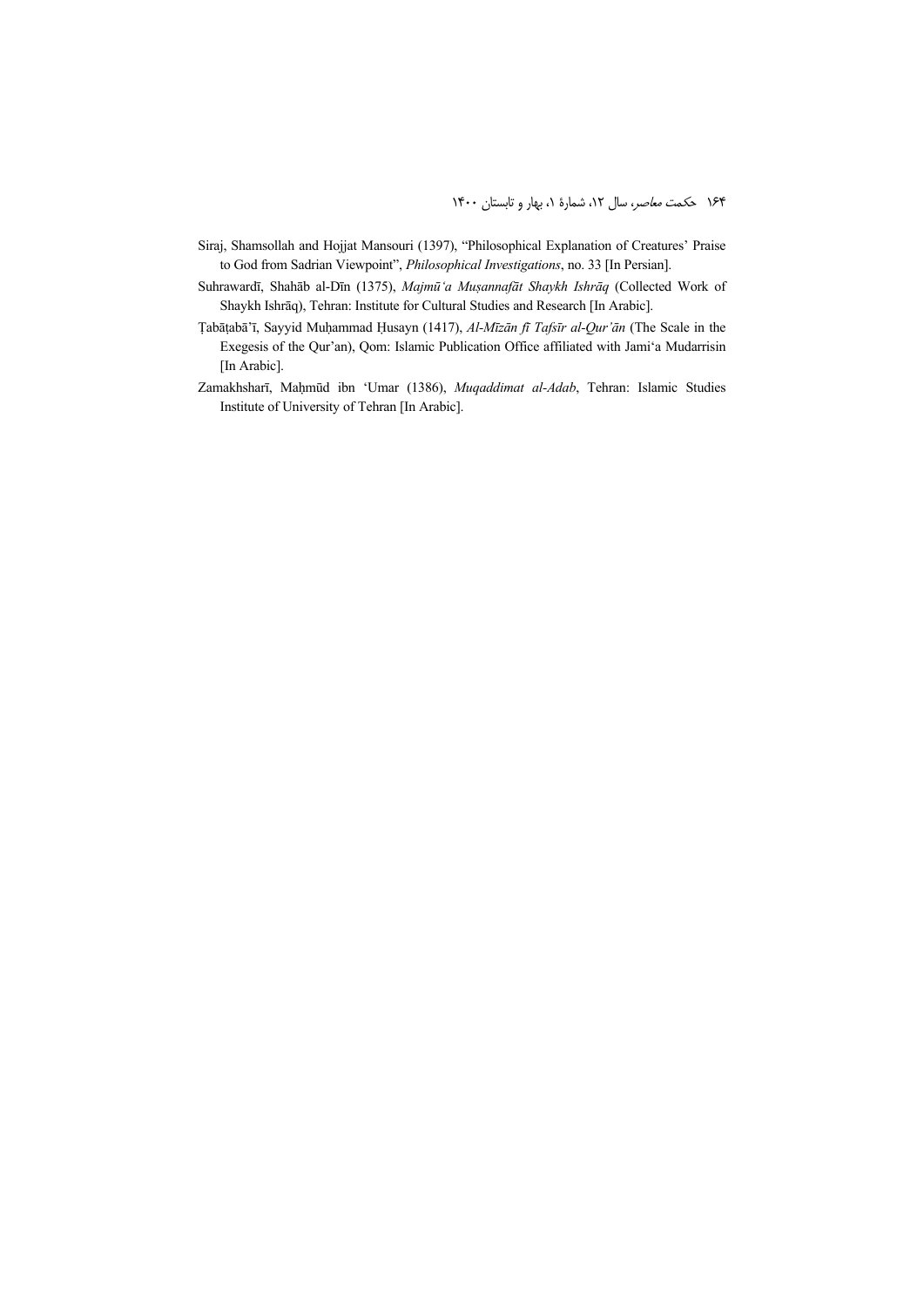Siraj, Shamsollah and Hojjat Mansouri (1397), "Philosophical Explanation of Creatures' Praise to God from Sadrian Viewpoint", *Philosophical Investigations*, no. 33 [In Persian].

Suhrawardī, Shahāb al-Dīn (1375), *Majmū'a Muṣannafāt Shaykh Ishrāq* (Collected Work of Shaykh Ishrāq), Tehran: Institute for Cultural Studies and Research [In Arabic].

Ṭabāṭabā'ī, Sayyid Muḥammad Ḥusayn (1417), *Al-Mīzān fī Tafsīr al-Qur'ān* (The Scale in the Exegesis of the Qur'an), Qom: Islamic Publication Office affiliated with Jami'a Mudarrisin [In Arabic].

Zamakhsharī, Maḥmūd ibn 'Umar (1386), *Muqaddimat al-Adab*, Tehran: Islamic Studies Institute of University of Tehran [In Arabic].